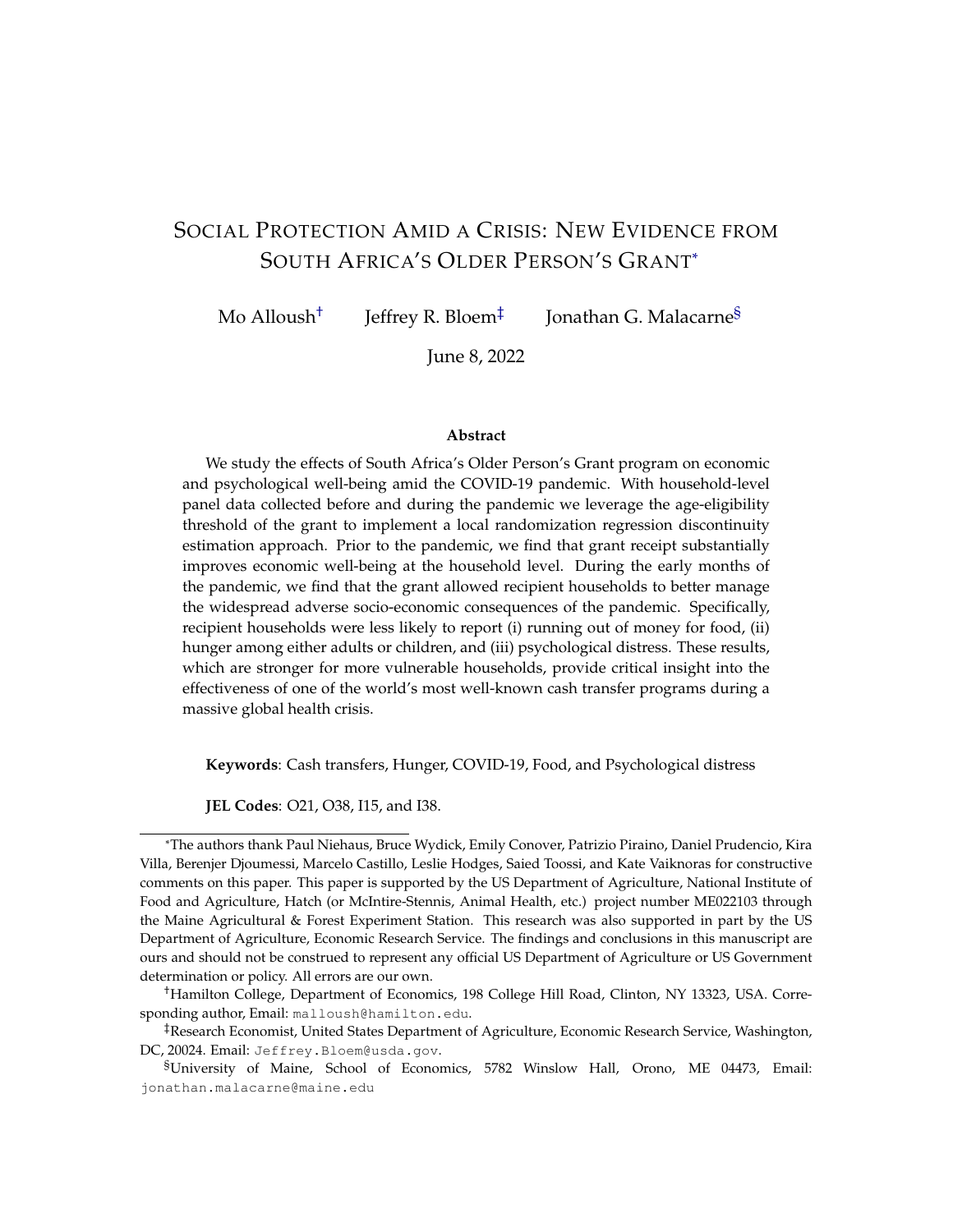# Social Protection Amid a Crisis: New Evidence from South Africa's Older Person's Grant[*]

Mo Alloush[†] Jeffrey R. Bloem[‡] Jonathan G. Malacarne[§]

June 8, 2022

### Abstract

We study the effects of South Africa's Older Person's Grant program on economic and psychological well-being amid the COVID-19 pandemic. With household-level panel data collected before and during the pandemic we leverage the age-eligibility threshold of the grant to implement a local randomization regression discontinuity estimation approach. Prior to the pandemic, we find that grant receipt substantially improves economic well-being at the household level. During the early months of the pandemic, we find that the grant allowed recipient households to better manage the widespread adverse socio-economic consequences of the pandemic. Specifically, recipient households were less likely to report (i) running out of money for food, (ii) hunger among either adults or children, and (iii) psychological distress. These results, which are stronger for more vulnerable households, provide critical insight into the effectiveness of one of the world's most well-known cash transfer programs during a massive global health crisis.

**Keywords**: Cash transfers, Hunger, COVID-19, Food, and Psychological distress

**JEL Codes**: O21, O38, I15, and I38.

---

[*]The authors thank Paul Niehaus, Bruce Wydick, Emily Conover, Patrizio Piraino, Daniel Prudencio, Kira Villa, Berenjer Djoumessi, Marcelo Castillo, Leslie Hodges, Saied Toossi, and Kate Vaiknoras for constructive comments on this paper. This paper is supported by the US Department of Agriculture, National Institute of Food and Agriculture, Hatch (or McIntire-Stennis, Animal Health, etc.) project number ME022103 through the Maine Agricultural & Forest Experiment Station. This research was also supported in part by the US Department of Agriculture, Economic Research Service. The findings and conclusions in this manuscript are ours and should not be construed to represent any official US Department of Agriculture or US Government determination or policy. All errors are our own.

[†]Hamilton College, Department of Economics, 198 College Hill Road, Clinton, NY 13323, USA. Corresponding author, Email: malloush@hamilton.edu.

[‡]Research Economist, United States Department of Agriculture, Economic Research Service, Washington, DC, 20024. Email: Jeffrey.Bloem@usda.gov.

[§]University of Maine, School of Economics, 5782 Winslow Hall, Orono, ME 04473, Email: jonathan.malacarne@maine.edu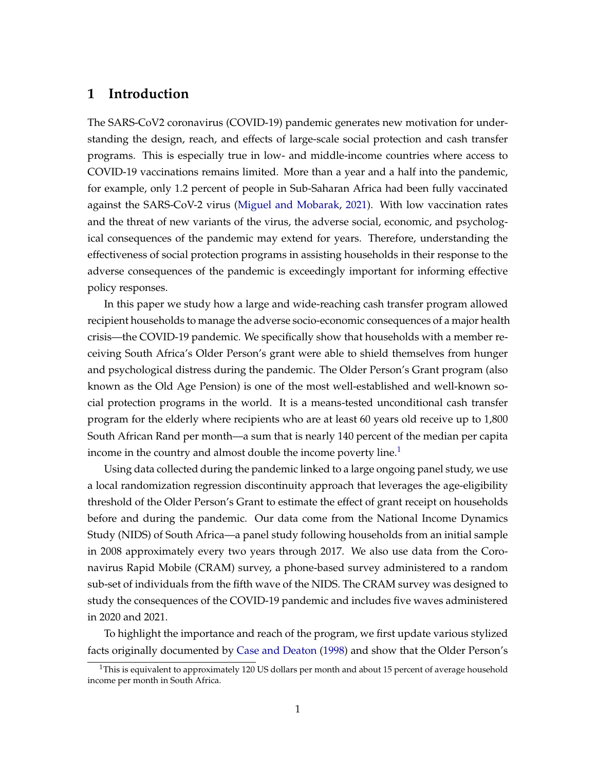# 1 Introduction

The SARS-CoV2 coronavirus (COVID-19) pandemic generates new motivation for understanding the design, reach, and effects of large-scale social protection and cash transfer programs. This is especially true in low- and middle-income countries where access to COVID-19 vaccinations remains limited. More than a year and a half into the pandemic, for example, only 1.2 percent of people in Sub-Saharan Africa had been fully vaccinated against the SARS-CoV-2 virus (Miguel and Mobarak, 2021). With low vaccination rates and the threat of new variants of the virus, the adverse social, economic, and psychological consequences of the pandemic may extend for years. Therefore, understanding the effectiveness of social protection programs in assisting households in their response to the adverse consequences of the pandemic is exceedingly important for informing effective policy responses.

In this paper we study how a large and wide-reaching cash transfer program allowed recipient households to manage the adverse socio-economic consequences of a major health crisis—the COVID-19 pandemic. We specifically show that households with a member receiving South Africa's Older Person's grant were able to shield themselves from hunger and psychological distress during the pandemic. The Older Person's Grant program (also known as the Old Age Pension) is one of the most well-established and well-known social protection programs in the world. It is a means-tested unconditional cash transfer program for the elderly where recipients who are at least 60 years old receive up to 1,800 South African Rand per month—a sum that is nearly 140 percent of the median per capita income in the country and almost double the income poverty line.[1]

Using data collected during the pandemic linked to a large ongoing panel study, we use a local randomization regression discontinuity approach that leverages the age-eligibility threshold of the Older Person's Grant to estimate the effect of grant receipt on households before and during the pandemic. Our data come from the National Income Dynamics Study (NIDS) of South Africa—a panel study following households from an initial sample in 2008 approximately every two years through 2017. We also use data from the Coronavirus Rapid Mobile (CRAM) survey, a phone-based survey administered to a random sub-set of individuals from the fifth wave of the NIDS. The CRAM survey was designed to study the consequences of the COVID-19 pandemic and includes five waves administered in 2020 and 2021.

To highlight the importance and reach of the program, we first update various stylized facts originally documented by Case and Deaton (1998) and show that the Older Person's

[1] This is equivalent to approximately 120 US dollars per month and about 15 percent of average household income per month in South Africa.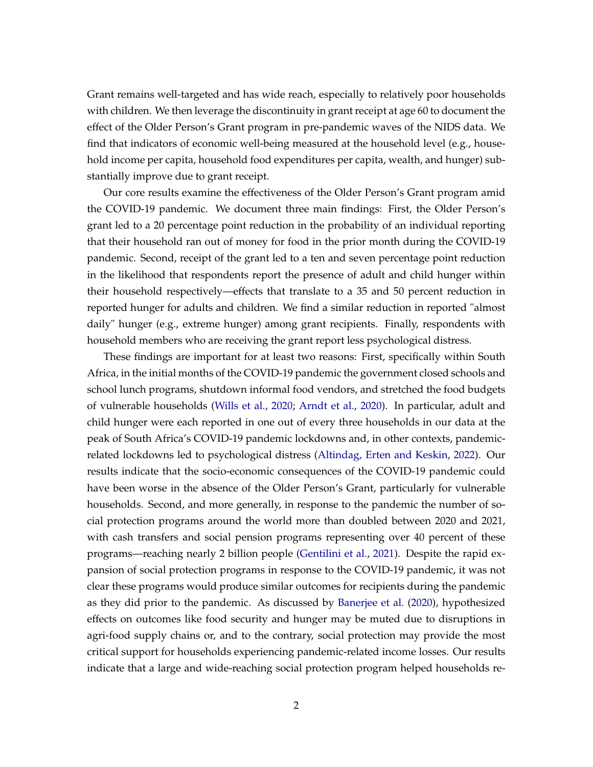Grant remains well-targeted and has wide reach, especially to relatively poor households with children. We then leverage the discontinuity in grant receipt at age 60 to document the effect of the Older Person's Grant program in pre-pandemic waves of the NIDS data. We find that indicators of economic well-being measured at the household level (e.g., household income per capita, household food expenditures per capita, wealth, and hunger) substantially improve due to grant receipt.

Our core results examine the effectiveness of the Older Person's Grant program amid the COVID-19 pandemic. We document three main findings: First, the Older Person's grant led to a 20 percentage point reduction in the probability of an individual reporting that their household ran out of money for food in the prior month during the COVID-19 pandemic. Second, receipt of the grant led to a ten and seven percentage point reduction in the likelihood that respondents report the presence of adult and child hunger within their household respectively—effects that translate to a 35 and 50 percent reduction in reported hunger for adults and children. We find a similar reduction in reported "almost daily" hunger (e.g., extreme hunger) among grant recipients. Finally, respondents with household members who are receiving the grant report less psychological distress.

These findings are important for at least two reasons: First, specifically within South Africa, in the initial months of the COVID-19 pandemic the government closed schools and school lunch programs, shutdown informal food vendors, and stretched the food budgets of vulnerable households (Wills et al., 2020; Arndt et al., 2020). In particular, adult and child hunger were each reported in one out of every three households in our data at the peak of South Africa's COVID-19 pandemic lockdowns and, in other contexts, pandemic-related lockdowns led to psychological distress (Altindag, Erten and Keskin, 2022). Our results indicate that the socio-economic consequences of the COVID-19 pandemic could have been worse in the absence of the Older Person's Grant, particularly for vulnerable households. Second, and more generally, in response to the pandemic the number of social protection programs around the world more than doubled between 2020 and 2021, with cash transfers and social pension programs representing over 40 percent of these programs—reaching nearly 2 billion people (Gentilini et al., 2021). Despite the rapid expansion of social protection programs in response to the COVID-19 pandemic, it was not clear these programs would produce similar outcomes for recipients during the pandemic as they did prior to the pandemic. As discussed by Banerjee et al. (2020), hypothesized effects on outcomes like food security and hunger may be muted due to disruptions in agri-food supply chains or, and to the contrary, social protection may provide the most critical support for households experiencing pandemic-related income losses. Our results indicate that a large and wide-reaching social protection program helped households re-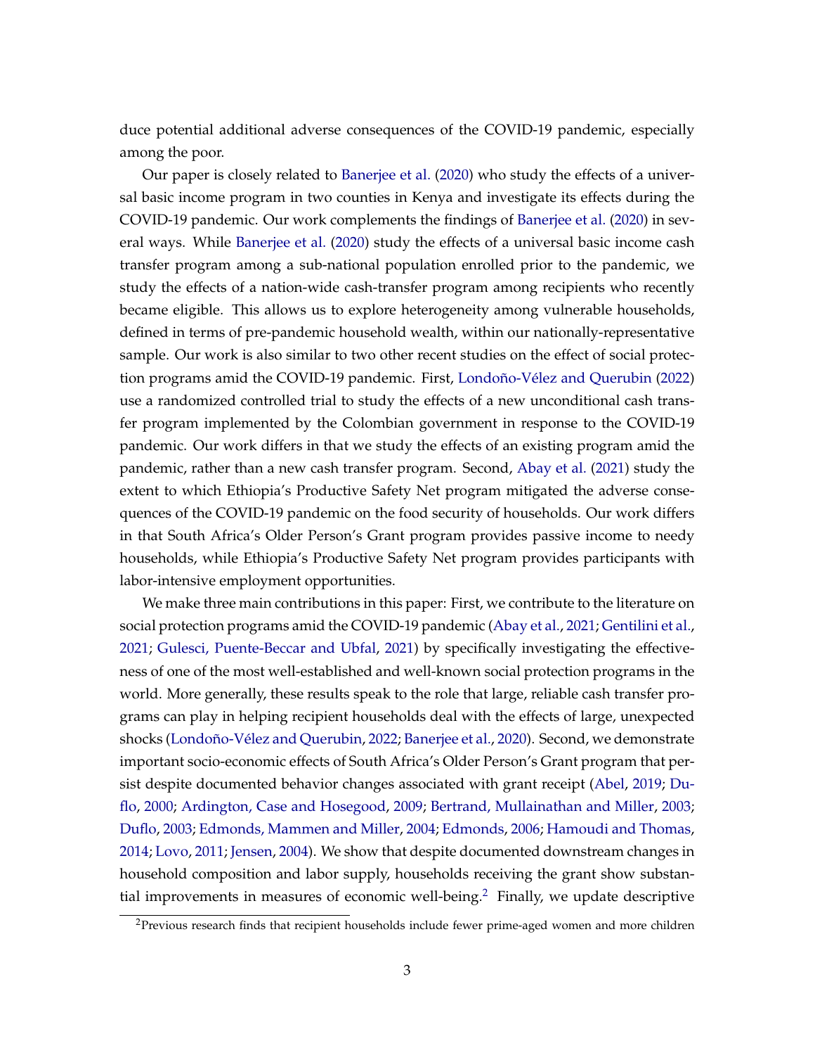duce potential additional adverse consequences of the COVID-19 pandemic, especially among the poor.

Our paper is closely related to Banerjee et al. (2020) who study the effects of a universal basic income program in two counties in Kenya and investigate its effects during the COVID-19 pandemic. Our work complements the findings of Banerjee et al. (2020) in several ways. While Banerjee et al. (2020) study the effects of a universal basic income cash transfer program among a sub-national population enrolled prior to the pandemic, we study the effects of a nation-wide cash-transfer program among recipients who recently became eligible. This allows us to explore heterogeneity among vulnerable households, defined in terms of pre-pandemic household wealth, within our nationally-representative sample. Our work is also similar to two other recent studies on the effect of social protection programs amid the COVID-19 pandemic. First, Londoño-Vélez and Querubin (2022) use a randomized controlled trial to study the effects of a new unconditional cash transfer program implemented by the Colombian government in response to the COVID-19 pandemic. Our work differs in that we study the effects of an existing program amid the pandemic, rather than a new cash transfer program. Second, Abay et al. (2021) study the extent to which Ethiopia's Productive Safety Net program mitigated the adverse consequences of the COVID-19 pandemic on the food security of households. Our work differs in that South Africa's Older Person's Grant program provides passive income to needy households, while Ethiopia's Productive Safety Net program provides participants with labor-intensive employment opportunities.

We make three main contributions in this paper: First, we contribute to the literature on social protection programs amid the COVID-19 pandemic (Abay et al., 2021; Gentilini et al., 2021; Gulesci, Puente-Beccar and Ubfal, 2021) by specifically investigating the effectiveness of one of the most well-established and well-known social protection programs in the world. More generally, these results speak to the role that large, reliable cash transfer programs can play in helping recipient households deal with the effects of large, unexpected shocks (Londoño-Vélez and Querubin, 2022; Banerjee et al., 2020). Second, we demonstrate important socio-economic effects of South Africa's Older Person's Grant program that persist despite documented behavior changes associated with grant receipt (Abel, 2019; Duflo, 2000; Ardington, Case and Hosegood, 2009; Bertrand, Mullainathan and Miller, 2003; Duflo, 2003; Edmonds, Mammen and Miller, 2004; Edmonds, 2006; Hamoudi and Thomas, 2014; Lovo, 2011; Jensen, 2004). We show that despite documented downstream changes in household composition and labor supply, households receiving the grant show substantial improvements in measures of economic well-being.[2] Finally, we update descriptive

[2]Previous research finds that recipient households include fewer prime-aged women and more children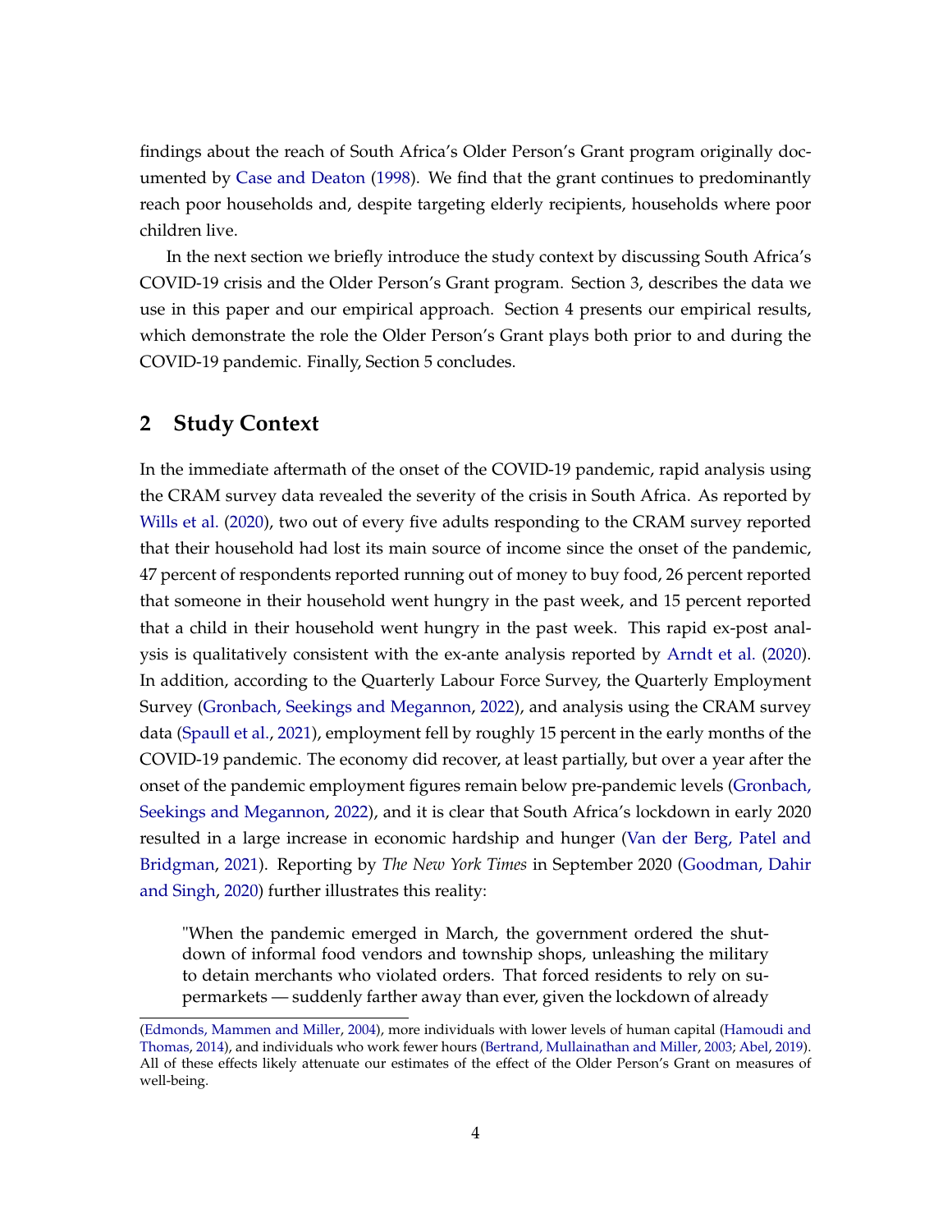findings about the reach of South Africa's Older Person's Grant program originally documented by Case and Deaton (1998). We find that the grant continues to predominantly reach poor households and, despite targeting elderly recipients, households where poor children live.

In the next section we briefly introduce the study context by discussing South Africa's COVID-19 crisis and the Older Person's Grant program. Section 3, describes the data we use in this paper and our empirical approach. Section 4 presents our empirical results, which demonstrate the role the Older Person's Grant plays both prior to and during the COVID-19 pandemic. Finally, Section 5 concludes.

## 2 Study Context

In the immediate aftermath of the onset of the COVID-19 pandemic, rapid analysis using the CRAM survey data revealed the severity of the crisis in South Africa. As reported by Wills et al. (2020), two out of every five adults responding to the CRAM survey reported that their household had lost its main source of income since the onset of the pandemic, 47 percent of respondents reported running out of money to buy food, 26 percent reported that someone in their household went hungry in the past week, and 15 percent reported that a child in their household went hungry in the past week. This rapid ex-post analysis is qualitatively consistent with the ex-ante analysis reported by Arndt et al. (2020). In addition, according to the Quarterly Labour Force Survey, the Quarterly Employment Survey (Gronbach, Seekings and Megannon, 2022), and analysis using the CRAM survey data (Spaull et al., 2021), employment fell by roughly 15 percent in the early months of the COVID-19 pandemic. The economy did recover, at least partially, but over a year after the onset of the pandemic employment figures remain below pre-pandemic levels (Gronbach, Seekings and Megannon, 2022), and it is clear that South Africa's lockdown in early 2020 resulted in a large increase in economic hardship and hunger (Van der Berg, Patel and Bridgman, 2021). Reporting by *The New York Times* in September 2020 (Goodman, Dahir and Singh, 2020) further illustrates this reality:

> "When the pandemic emerged in March, the government ordered the shutdown of informal food vendors and township shops, unleashing the military to detain merchants who violated orders. That forced residents to rely on supermarkets — suddenly farther away than ever, given the lockdown of already

(Edmonds, Mammen and Miller, 2004), more individuals with lower levels of human capital (Hamoudi and Thomas, 2014), and individuals who work fewer hours (Bertrand, Mullainathan and Miller, 2003; Abel, 2019). All of these effects likely attenuate our estimates of the effect of the Older Person's Grant on measures of well-being.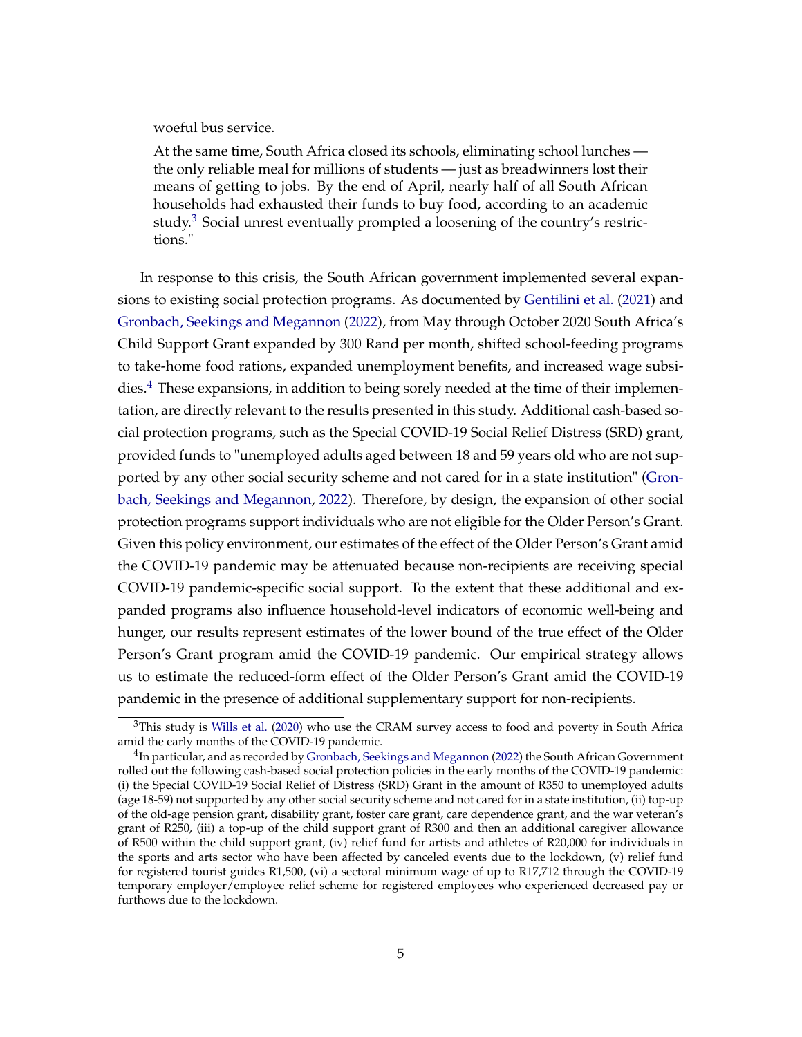> woeful bus service.
>
> At the same time, South Africa closed its schools, eliminating school lunches — the only reliable meal for millions of students — just as breadwinners lost their means of getting to jobs. By the end of April, nearly half of all South African households had exhausted their funds to buy food, according to an academic study.[3] Social unrest eventually prompted a loosening of the country's restrictions."

In response to this crisis, the South African government implemented several expansions to existing social protection programs. As documented by Gentilini et al. (2021) and Gronbach, Seekings and Megannon (2022), from May through October 2020 South Africa's Child Support Grant expanded by 300 Rand per month, shifted school-feeding programs to take-home food rations, expanded unemployment benefits, and increased wage subsidies.[4] These expansions, in addition to being sorely needed at the time of their implementation, are directly relevant to the results presented in this study. Additional cash-based social protection programs, such as the Special COVID-19 Social Relief Distress (SRD) grant, provided funds to "unemployed adults aged between 18 and 59 years old who are not supported by any other social security scheme and not cared for in a state institution" (Gronbach, Seekings and Megannon, 2022). Therefore, by design, the expansion of other social protection programs support individuals who are not eligible for the Older Person's Grant. Given this policy environment, our estimates of the effect of the Older Person's Grant amid the COVID-19 pandemic may be attenuated because non-recipients are receiving special COVID-19 pandemic-specific social support. To the extent that these additional and expanded programs also influence household-level indicators of economic well-being and hunger, our results represent estimates of the lower bound of the true effect of the Older Person's Grant program amid the COVID-19 pandemic. Our empirical strategy allows us to estimate the reduced-form effect of the Older Person's Grant amid the COVID-19 pandemic in the presence of additional supplementary support for non-recipients.

[3] This study is Wills et al. (2020) who use the CRAM survey access to food and poverty in South Africa amid the early months of the COVID-19 pandemic.

[4] In particular, and as recorded by Gronbach, Seekings and Megannon (2022) the South African Government rolled out the following cash-based social protection policies in the early months of the COVID-19 pandemic: (i) the Special COVID-19 Social Relief of Distress (SRD) Grant in the amount of R350 to unemployed adults (age 18-59) not supported by any other social security scheme and not cared for in a state institution, (ii) top-up of the old-age pension grant, disability grant, foster care grant, care dependence grant, and the war veteran's grant of R250, (iii) a top-up of the child support grant of R300 and then an additional caregiver allowance of R500 within the child support grant, (iv) relief fund for artists and athletes of R20,000 for individuals in the sports and arts sector who have been affected by canceled events due to the lockdown, (v) relief fund for registered tourist guides R1,500, (vi) a sectoral minimum wage of up to R17,712 through the COVID-19 temporary employer/employee relief scheme for registered employees who experienced decreased pay or furthows due to the lockdown.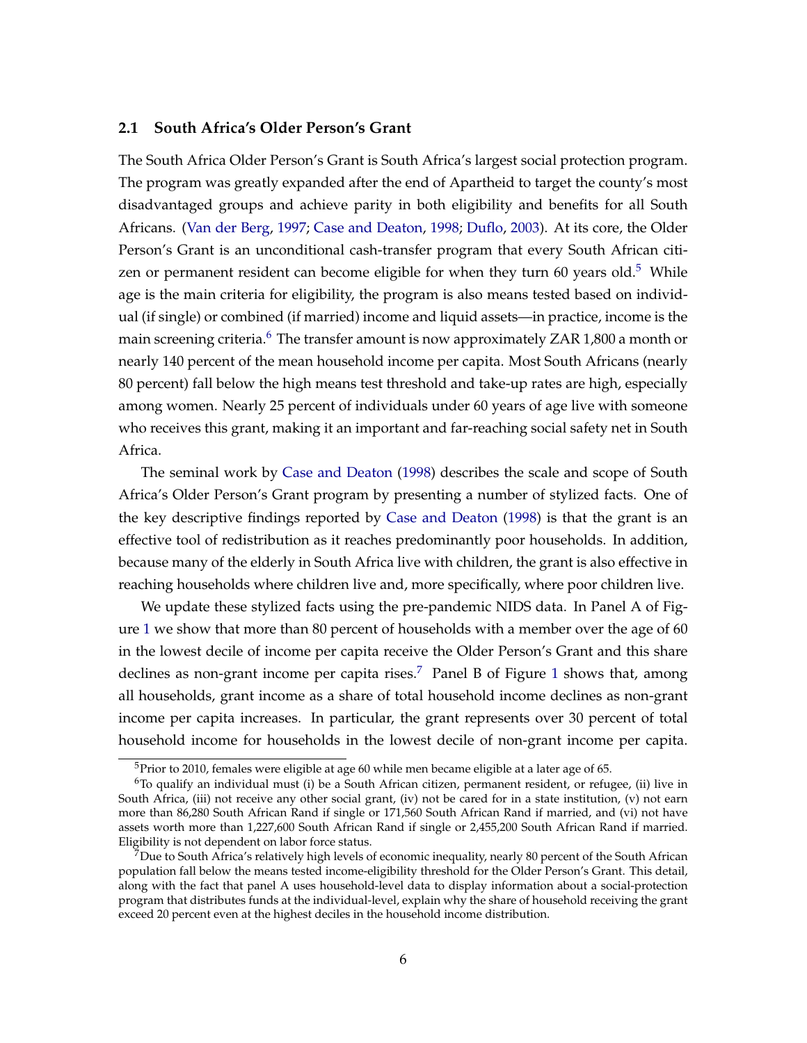### 2.1 South Africa's Older Person's Grant

The South Africa Older Person's Grant is South Africa's largest social protection program. The program was greatly expanded after the end of Apartheid to target the county's most disadvantaged groups and achieve parity in both eligibility and benefits for all South Africans. (Van der Berg, 1997; Case and Deaton, 1998; Duflo, 2003). At its core, the Older Person's Grant is an unconditional cash-transfer program that every South African citizen or permanent resident can become eligible for when they turn 60 years old.[5] While age is the main criteria for eligibility, the program is also means tested based on individual (if single) or combined (if married) income and liquid assets—in practice, income is the main screening criteria.[6] The transfer amount is now approximately ZAR 1,800 a month or nearly 140 percent of the mean household income per capita. Most South Africans (nearly 80 percent) fall below the high means test threshold and take-up rates are high, especially among women. Nearly 25 percent of individuals under 60 years of age live with someone who receives this grant, making it an important and far-reaching social safety net in South Africa.

The seminal work by Case and Deaton (1998) describes the scale and scope of South Africa's Older Person's Grant program by presenting a number of stylized facts. One of the key descriptive findings reported by Case and Deaton (1998) is that the grant is an effective tool of redistribution as it reaches predominantly poor households. In addition, because many of the elderly in South Africa live with children, the grant is also effective in reaching households where children live and, more specifically, where poor children live.

We update these stylized facts using the pre-pandemic NIDS data. In Panel A of Figure 1 we show that more than 80 percent of households with a member over the age of 60 in the lowest decile of income per capita receive the Older Person's Grant and this share declines as non-grant income per capita rises.[7] Panel B of Figure 1 shows that, among all households, grant income as a share of total household income declines as non-grant income per capita increases. In particular, the grant represents over 30 percent of total household income for households in the lowest decile of non-grant income per capita.

[5] Prior to 2010, females were eligible at age 60 while men became eligible at a later age of 65.

[6] To qualify an individual must (i) be a South African citizen, permanent resident, or refugee, (ii) live in South Africa, (iii) not receive any other social grant, (iv) not be cared for in a state institution, (v) not earn more than 86,280 South African Rand if single or 171,560 South African Rand if married, and (vi) not have assets worth more than 1,227,600 South African Rand if single or 2,455,200 South African Rand if married. Eligibility is not dependent on labor force status.

[7] Due to South Africa's relatively high levels of economic inequality, nearly 80 percent of the South African population fall below the means tested income-eligibility threshold for the Older Person's Grant. This detail, along with the fact that panel A uses household-level data to display information about a social-protection program that distributes funds at the individual-level, explain why the share of household receiving the grant exceed 20 percent even at the highest deciles in the household income distribution.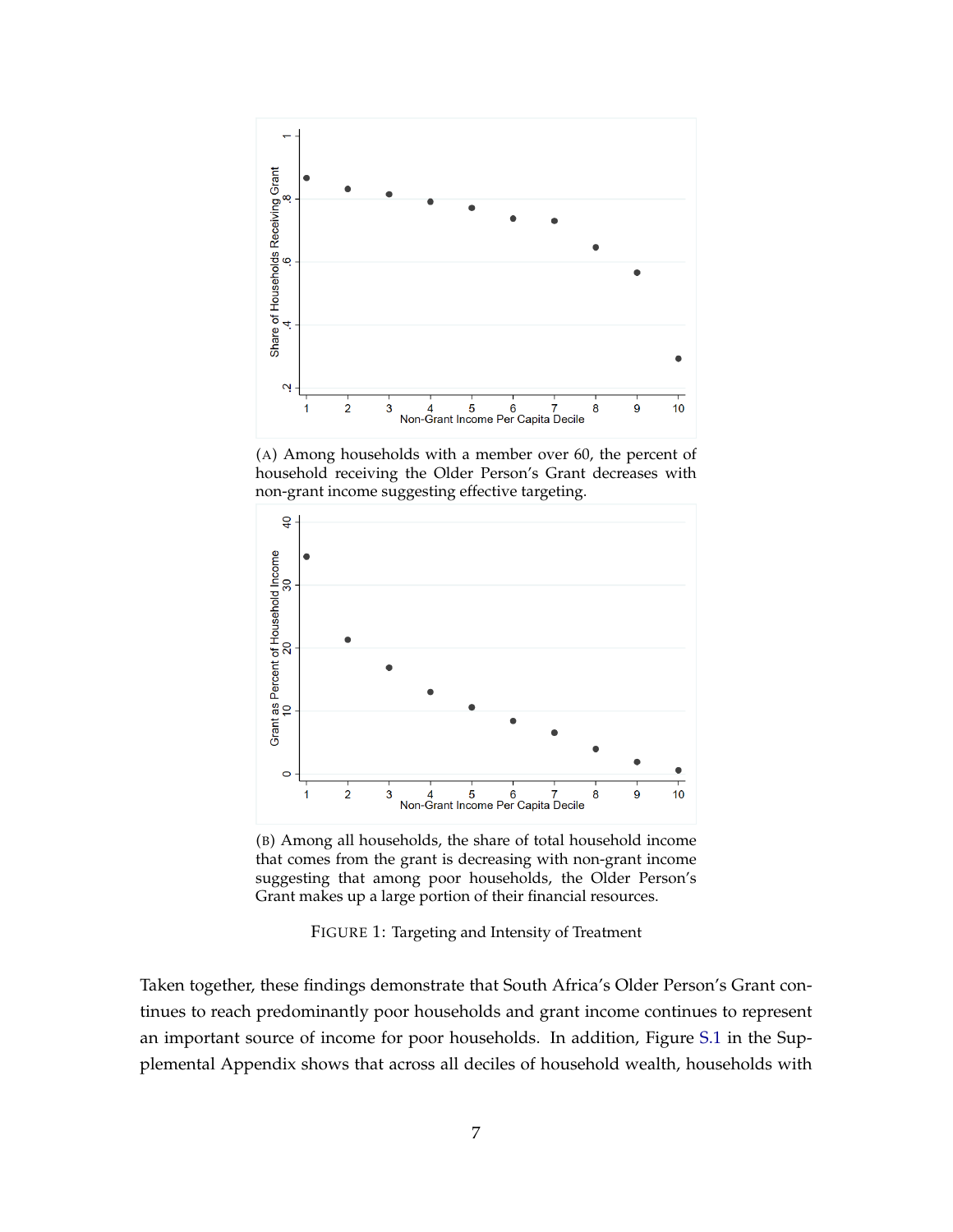(A) Among households with a member over 60, the percent of household receiving the Older Person's Grant decreases with non-grant income suggesting effective targeting.

(B) Among all households, the share of total household income that comes from the grant is decreasing with non-grant income suggesting that among poor households, the Older Person's Grant makes up a large portion of their financial resources.

FIGURE 1: Targeting and Intensity of Treatment

Taken together, these findings demonstrate that South Africa's Older Person's Grant continues to reach predominantly poor households and grant income continues to represent an important source of income for poor households. In addition, Figure S.1 in the Supplemental Appendix shows that across all deciles of household wealth, households with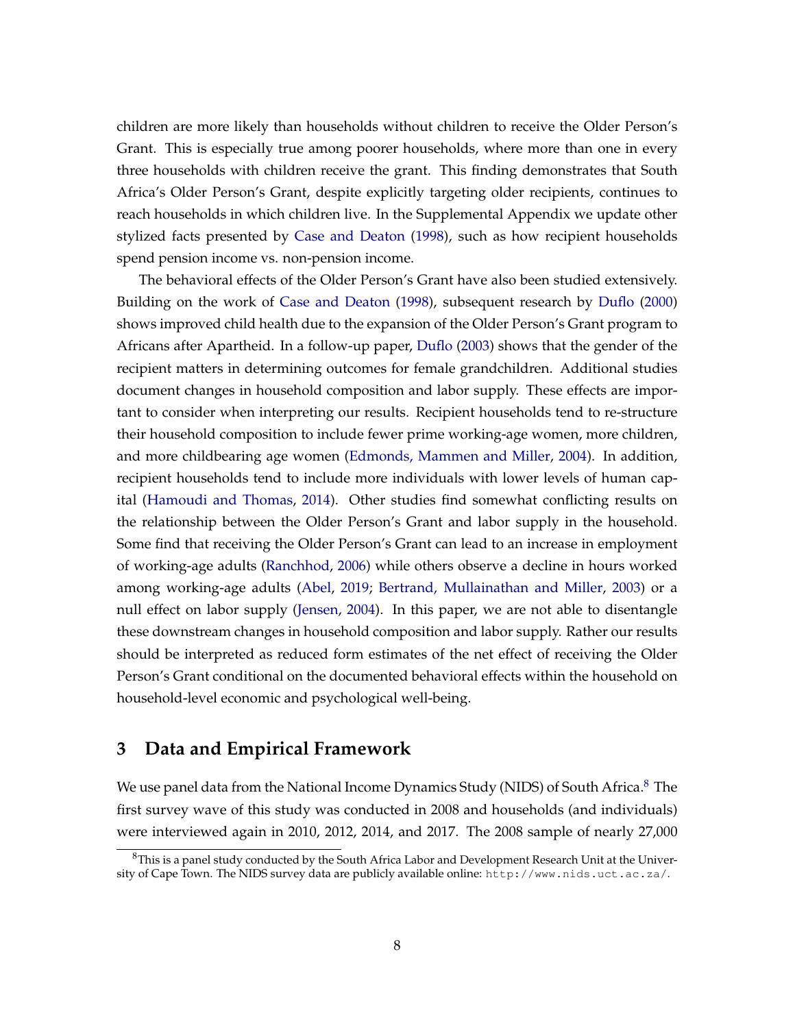children are more likely than households without children to receive the Older Person's Grant. This is especially true among poorer households, where more than one in every three households with children receive the grant. This finding demonstrates that South Africa's Older Person's Grant, despite explicitly targeting older recipients, continues to reach households in which children live. In the Supplemental Appendix we update other stylized facts presented by Case and Deaton (1998), such as how recipient households spend pension income vs. non-pension income.

The behavioral effects of the Older Person's Grant have also been studied extensively. Building on the work of Case and Deaton (1998), subsequent research by Duflo (2000) shows improved child health due to the expansion of the Older Person's Grant program to Africans after Apartheid. In a follow-up paper, Duflo (2003) shows that the gender of the recipient matters in determining outcomes for female grandchildren. Additional studies document changes in household composition and labor supply. These effects are important to consider when interpreting our results. Recipient households tend to re-structure their household composition to include fewer prime working-age women, more children, and more childbearing age women (Edmonds, Mammen and Miller, 2004). In addition, recipient households tend to include more individuals with lower levels of human capital (Hamoudi and Thomas, 2014). Other studies find somewhat conflicting results on the relationship between the Older Person's Grant and labor supply in the household. Some find that receiving the Older Person's Grant can lead to an increase in employment of working-age adults (Ranchhod, 2006) while others observe a decline in hours worked among working-age adults (Abel, 2019; Bertrand, Mullainathan and Miller, 2003) or a null effect on labor supply (Jensen, 2004). In this paper, we are not able to disentangle these downstream changes in household composition and labor supply. Rather our results should be interpreted as reduced form estimates of the net effect of receiving the Older Person's Grant conditional on the documented behavioral effects within the household on household-level economic and psychological well-being.

## 3 Data and Empirical Framework

We use panel data from the National Income Dynamics Study (NIDS) of South Africa.[8] The first survey wave of this study was conducted in 2008 and households (and individuals) were interviewed again in 2010, 2012, 2014, and 2017. The 2008 sample of nearly 27,000

[8] This is a panel study conducted by the South Africa Labor and Development Research Unit at the University of Cape Town. The NIDS survey data are publicly available online: http://www.nids.uct.ac.za/.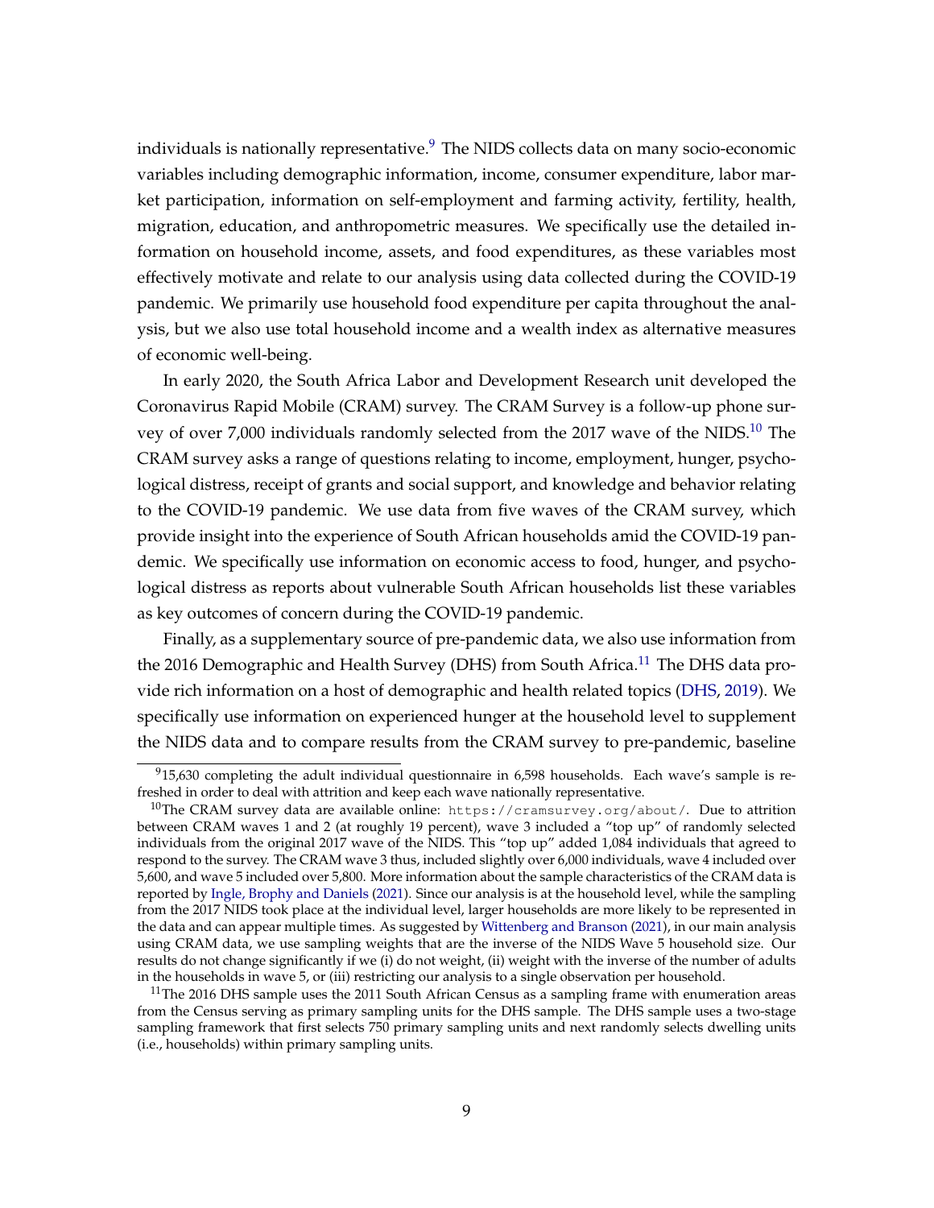individuals is nationally representative.[9] The NIDS collects data on many socio-economic variables including demographic information, income, consumer expenditure, labor market participation, information on self-employment and farming activity, fertility, health, migration, education, and anthropometric measures. We specifically use the detailed information on household income, assets, and food expenditures, as these variables most effectively motivate and relate to our analysis using data collected during the COVID-19 pandemic. We primarily use household food expenditure per capita throughout the analysis, but we also use total household income and a wealth index as alternative measures of economic well-being.

In early 2020, the South Africa Labor and Development Research unit developed the Coronavirus Rapid Mobile (CRAM) survey. The CRAM Survey is a follow-up phone survey of over 7,000 individuals randomly selected from the 2017 wave of the NIDS.[10] The CRAM survey asks a range of questions relating to income, employment, hunger, psychological distress, receipt of grants and social support, and knowledge and behavior relating to the COVID-19 pandemic. We use data from five waves of the CRAM survey, which provide insight into the experience of South African households amid the COVID-19 pandemic. We specifically use information on economic access to food, hunger, and psychological distress as reports about vulnerable South African households list these variables as key outcomes of concern during the COVID-19 pandemic.

Finally, as a supplementary source of pre-pandemic data, we also use information from the 2016 Demographic and Health Survey (DHS) from South Africa.[11] The DHS data provide rich information on a host of demographic and health related topics (DHS, 2019). We specifically use information on experienced hunger at the household level to supplement the NIDS data and to compare results from the CRAM survey to pre-pandemic, baseline

[9] 15,630 completing the adult individual questionnaire in 6,598 households. Each wave's sample is refreshed in order to deal with attrition and keep each wave nationally representative.

[10] The CRAM survey data are available online: `https://cramsurvey.org/about/`. Due to attrition between CRAM waves 1 and 2 (at roughly 19 percent), wave 3 included a "top up" of randomly selected individuals from the original 2017 wave of the NIDS. This "top up" added 1,084 individuals that agreed to respond to the survey. The CRAM wave 3 thus, included slightly over 6,000 individuals, wave 4 included over 5,600, and wave 5 included over 5,800. More information about the sample characteristics of the CRAM data is reported by Ingle, Brophy and Daniels (2021). Since our analysis is at the household level, while the sampling from the 2017 NIDS took place at the individual level, larger households are more likely to be represented in the data and can appear multiple times. As suggested by Wittenberg and Branson (2021), in our main analysis using CRAM data, we use sampling weights that are the inverse of the NIDS Wave 5 household size. Our results do not change significantly if we (i) do not weight, (ii) weight with the inverse of the number of adults in the households in wave 5, or (iii) restricting our analysis to a single observation per household.

[11] The 2016 DHS sample uses the 2011 South African Census as a sampling frame with enumeration areas from the Census serving as primary sampling units for the DHS sample. The DHS sample uses a two-stage sampling framework that first selects 750 primary sampling units and next randomly selects dwelling units (i.e., households) within primary sampling units.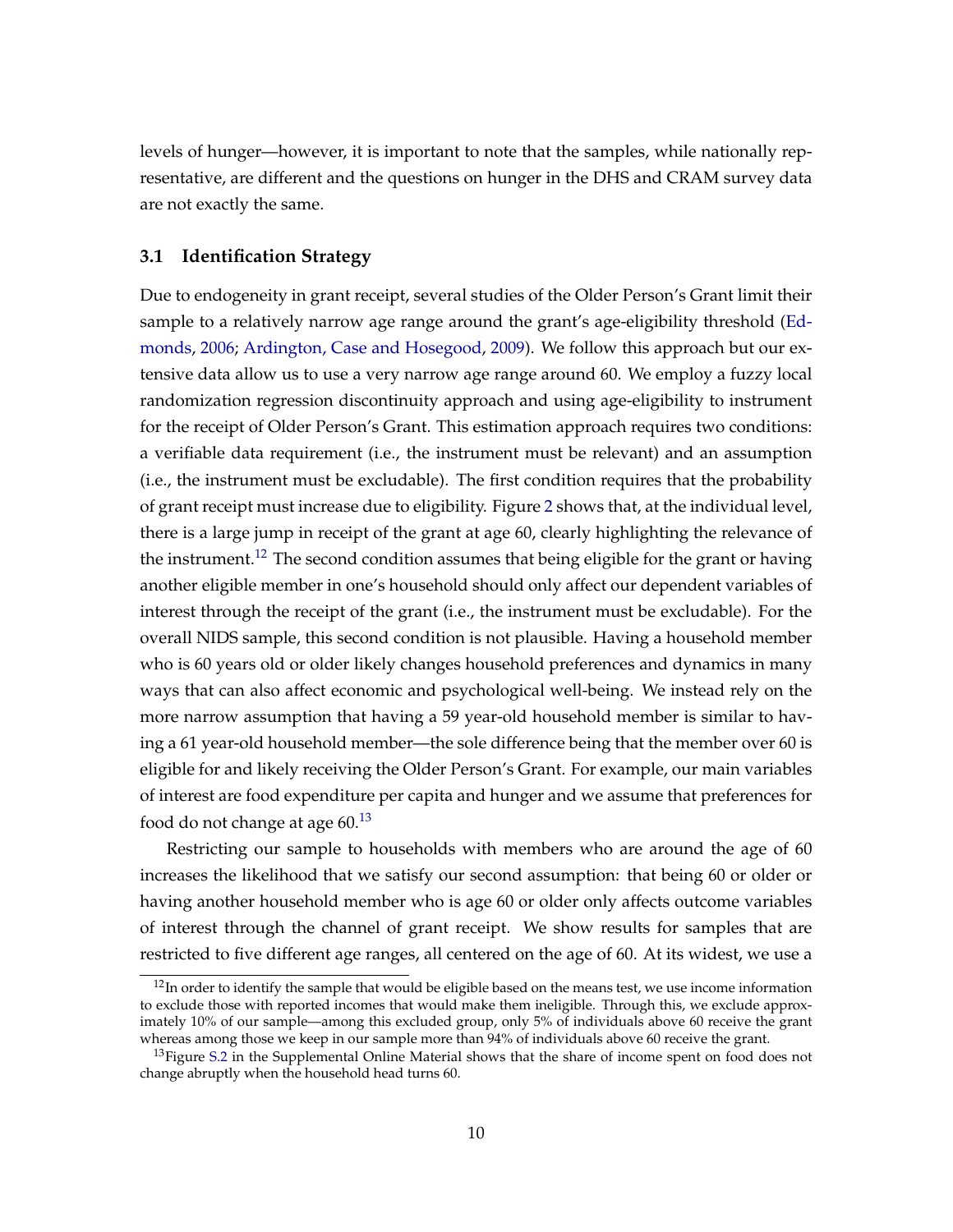levels of hunger—however, it is important to note that the samples, while nationally representative, are different and the questions on hunger in the DHS and CRAM survey data are not exactly the same.

### 3.1 Identification Strategy

Due to endogeneity in grant receipt, several studies of the Older Person's Grant limit their sample to a relatively narrow age range around the grant's age-eligibility threshold (Edmonds, 2006; Ardington, Case and Hosegood, 2009). We follow this approach but our extensive data allow us to use a very narrow age range around 60. We employ a fuzzy local randomization regression discontinuity approach and using age-eligibility to instrument for the receipt of Older Person's Grant. This estimation approach requires two conditions: a verifiable data requirement (i.e., the instrument must be relevant) and an assumption (i.e., the instrument must be excludable). The first condition requires that the probability of grant receipt must increase due to eligibility. Figure 2 shows that, at the individual level, there is a large jump in receipt of the grant at age 60, clearly highlighting the relevance of the instrument.[12] The second condition assumes that being eligible for the grant or having another eligible member in one's household should only affect our dependent variables of interest through the receipt of the grant (i.e., the instrument must be excludable). For the overall NIDS sample, this second condition is not plausible. Having a household member who is 60 years old or older likely changes household preferences and dynamics in many ways that can also affect economic and psychological well-being. We instead rely on the more narrow assumption that having a 59 year-old household member is similar to having a 61 year-old household member—the sole difference being that the member over 60 is eligible for and likely receiving the Older Person's Grant. For example, our main variables of interest are food expenditure per capita and hunger and we assume that preferences for food do not change at age 60.[13]

Restricting our sample to households with members who are around the age of 60 increases the likelihood that we satisfy our second assumption: that being 60 or older or having another household member who is age 60 or older only affects outcome variables of interest through the channel of grant receipt. We show results for samples that are restricted to five different age ranges, all centered on the age of 60. At its widest, we use a

[12] In order to identify the sample that would be eligible based on the means test, we use income information to exclude those with reported incomes that would make them ineligible. Through this, we exclude approximately 10% of our sample—among this excluded group, only 5% of individuals above 60 receive the grant whereas among those we keep in our sample more than 94% of individuals above 60 receive the grant.

[13] Figure S.2 in the Supplemental Online Material shows that the share of income spent on food does not change abruptly when the household head turns 60.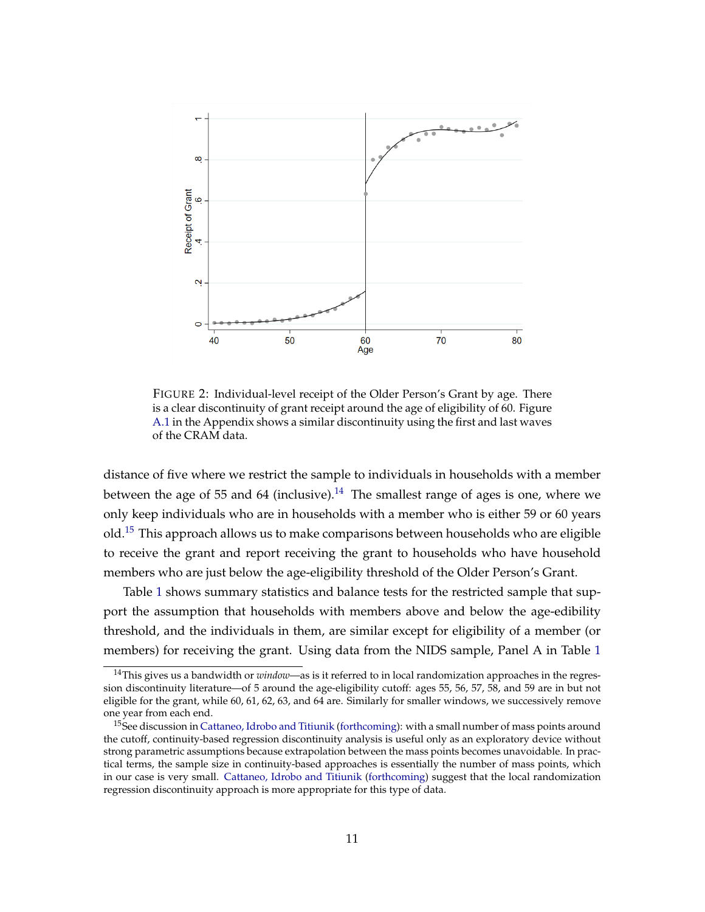FIGURE 2: Individual-level receipt of the Older Person's Grant by age. There is a clear discontinuity of grant receipt around the age of eligibility of 60. Figure A.1 in the Appendix shows a similar discontinuity using the first and last waves of the CRAM data.

distance of five where we restrict the sample to individuals in households with a member between the age of 55 and 64 (inclusive).[14] The smallest range of ages is one, where we only keep individuals who are in households with a member who is either 59 or 60 years old.[15] This approach allows us to make comparisons between households who are eligible to receive the grant and report receiving the grant to households who have household members who are just below the age-eligibility threshold of the Older Person's Grant.

Table 1 shows summary statistics and balance tests for the restricted sample that support the assumption that households with members above and below the age-edibility threshold, and the individuals in them, are similar except for eligibility of a member (or members) for receiving the grant. Using data from the NIDS sample, Panel A in Table 1

[14] This gives us a bandwidth or *window*—as is it referred to in local randomization approaches in the regression discontinuity literature—of 5 around the age-eligibility cutoff: ages 55, 56, 57, 58, and 59 are in but not eligible for the grant, while 60, 61, 62, 63, and 64 are. Similarly for smaller windows, we successively remove one year from each end.

[15] See discussion in Cattaneo, Idrobo and Titiunik (forthcoming): with a small number of mass points around the cutoff, continuity-based regression discontinuity analysis is useful only as an exploratory device without strong parametric assumptions because extrapolation between the mass points becomes unavoidable. In practical terms, the sample size in continuity-based approaches is essentially the number of mass points, which in our case is very small. Cattaneo, Idrobo and Titiunik (forthcoming) suggest that the local randomization regression discontinuity approach is more appropriate for this type of data.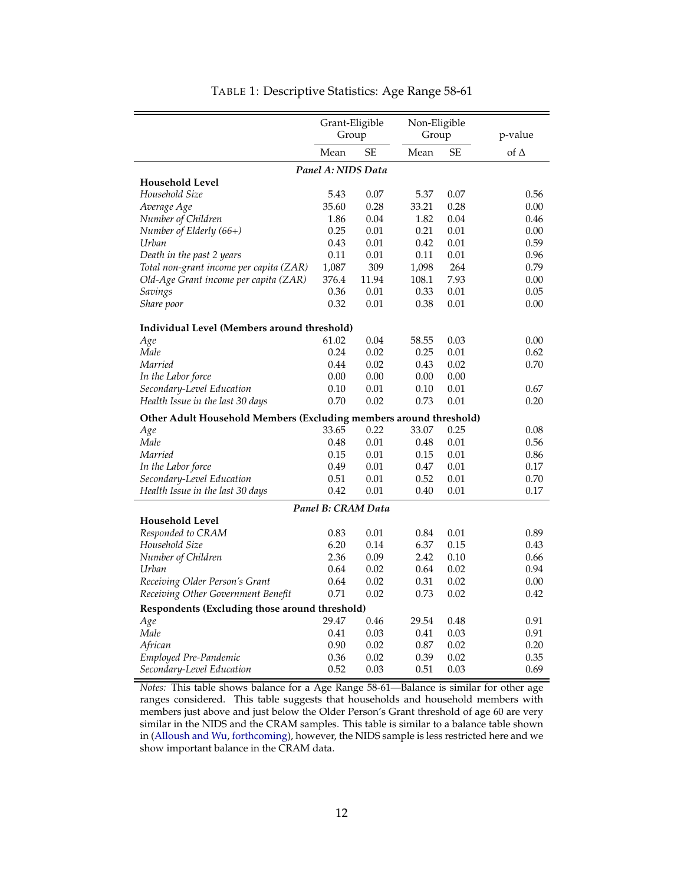# TABLE 1: Descriptive Statistics: Age Range 58-61

| | Grant-Eligible Group | | Non-Eligible Group | | p-value |
|---|---|---|---|---|---|
| | Mean | SE | Mean | SE | of Δ |
| ***Panel A: NIDS Data*** | | | | | |
| **Household Level** | | | | | |
| *Household Size* | 5.43 | 0.07 | 5.37 | 0.07 | 0.56 |
| *Average Age* | 35.60 | 0.28 | 33.21 | 0.28 | 0.00 |
| *Number of Children* | 1.86 | 0.04 | 1.82 | 0.04 | 0.46 |
| *Number of Elderly (66+)* | 0.25 | 0.01 | 0.21 | 0.01 | 0.00 |
| *Urban* | 0.43 | 0.01 | 0.42 | 0.01 | 0.59 |
| *Death in the past 2 years* | 0.11 | 0.01 | 0.11 | 0.01 | 0.96 |
| *Total non-grant income per capita (ZAR)* | 1,087 | 309 | 1,098 | 264 | 0.79 |
| *Old-Age Grant income per capita (ZAR)* | 376.4 | 11.94 | 108.1 | 7.93 | 0.00 |
| *Savings* | 0.36 | 0.01 | 0.33 | 0.01 | 0.05 |
| *Share poor* | 0.32 | 0.01 | 0.38 | 0.01 | 0.00 |
| **Individual Level (Members around threshold)** | | | | | |
| *Age* | 61.02 | 0.04 | 58.55 | 0.03 | 0.00 |
| *Male* | 0.24 | 0.02 | 0.25 | 0.01 | 0.62 |
| *Married* | 0.44 | 0.02 | 0.43 | 0.02 | 0.70 |
| *In the Labor force* | 0.00 | 0.00 | 0.00 | 0.00 | |
| *Secondary-Level Education* | 0.10 | 0.01 | 0.10 | 0.01 | 0.67 |
| *Health Issue in the last 30 days* | 0.70 | 0.02 | 0.73 | 0.01 | 0.20 |
| **Other Adult Household Members (Excluding members around threshold)** | | | | | |
| *Age* | 33.65 | 0.22 | 33.07 | 0.25 | 0.08 |
| *Male* | 0.48 | 0.01 | 0.48 | 0.01 | 0.56 |
| *Married* | 0.15 | 0.01 | 0.15 | 0.01 | 0.86 |
| *In the Labor force* | 0.49 | 0.01 | 0.47 | 0.01 | 0.17 |
| *Secondary-Level Education* | 0.51 | 0.01 | 0.52 | 0.01 | 0.70 |
| *Health Issue in the last 30 days* | 0.42 | 0.01 | 0.40 | 0.01 | 0.17 |
| ***Panel B: CRAM Data*** | | | | | |
| **Household Level** | | | | | |
| *Responded to CRAM* | 0.83 | 0.01 | 0.84 | 0.01 | 0.89 |
| *Household Size* | 6.20 | 0.14 | 6.37 | 0.15 | 0.43 |
| *Number of Children* | 2.36 | 0.09 | 2.42 | 0.10 | 0.66 |
| *Urban* | 0.64 | 0.02 | 0.64 | 0.02 | 0.94 |
| *Receiving Older Person's Grant* | 0.64 | 0.02 | 0.31 | 0.02 | 0.00 |
| *Receiving Other Government Benefit* | 0.71 | 0.02 | 0.73 | 0.02 | 0.42 |
| **Respondents (Excluding those around threshold)** | | | | | |
| *Age* | 29.47 | 0.46 | 29.54 | 0.48 | 0.91 |
| *Male* | 0.41 | 0.03 | 0.41 | 0.03 | 0.91 |
| *African* | 0.90 | 0.02 | 0.87 | 0.02 | 0.20 |
| *Employed Pre-Pandemic* | 0.36 | 0.02 | 0.39 | 0.02 | 0.35 |
| *Secondary-Level Education* | 0.52 | 0.03 | 0.51 | 0.03 | 0.69 |

*Notes:* This table shows balance for a Age Range 58-61—Balance is similar for other age ranges considered. This table suggests that households and household members with members just above and just below the Older Person's Grant threshold of age 60 are very similar in the NIDS and the CRAM samples. This table is similar to a balance table shown in (Alloush and Wu, forthcoming), however, the NIDS sample is less restricted here and we show important balance in the CRAM data.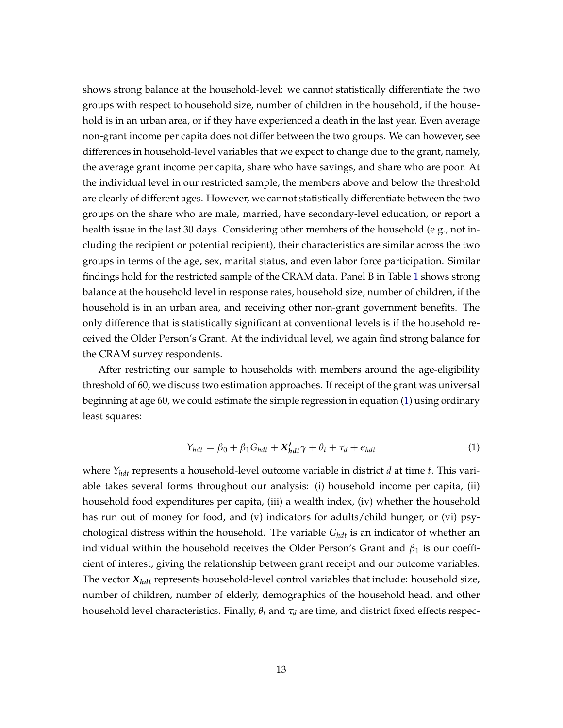shows strong balance at the household-level: we cannot statistically differentiate the two groups with respect to household size, number of children in the household, if the household is in an urban area, or if they have experienced a death in the last year. Even average non-grant income per capita does not differ between the two groups. We can however, see differences in household-level variables that we expect to change due to the grant, namely, the average grant income per capita, share who have savings, and share who are poor. At the individual level in our restricted sample, the members above and below the threshold are clearly of different ages. However, we cannot statistically differentiate between the two groups on the share who are male, married, have secondary-level education, or report a health issue in the last 30 days. Considering other members of the household (e.g., not including the recipient or potential recipient), their characteristics are similar across the two groups in terms of the age, sex, marital status, and even labor force participation. Similar findings hold for the restricted sample of the CRAM data. Panel B in Table 1 shows strong balance at the household level in response rates, household size, number of children, if the household is in an urban area, and receiving other non-grant government benefits. The only difference that is statistically significant at conventional levels is if the household received the Older Person's Grant. At the individual level, we again find strong balance for the CRAM survey respondents.

After restricting our sample to households with members around the age-eligibility threshold of 60, we discuss two estimation approaches. If receipt of the grant was universal beginning at age 60, we could estimate the simple regression in equation (1) using ordinary least squares:

$$Y_{hdt} = \beta_0 + \beta_1 G_{hdt} + \boldsymbol{X'_{hdt}}\gamma + \theta_t + \tau_d + \epsilon_{hdt} \tag{1}$$

where $Y_{hdt}$ represents a household-level outcome variable in district $d$ at time $t$. This variable takes several forms throughout our analysis: (i) household income per capita, (ii) household food expenditures per capita, (iii) a wealth index, (iv) whether the household has run out of money for food, and (v) indicators for adults/child hunger, or (vi) psychological distress within the household. The variable $G_{hdt}$ is an indicator of whether an individual within the household receives the Older Person's Grant and $\beta_1$ is our coefficient of interest, giving the relationship between grant receipt and our outcome variables. The vector $\boldsymbol{X_{hdt}}$ represents household-level control variables that include: household size, number of children, number of elderly, demographics of the household head, and other household level characteristics. Finally, $\theta_t$ and $\tau_d$ are time, and district fixed effects respec-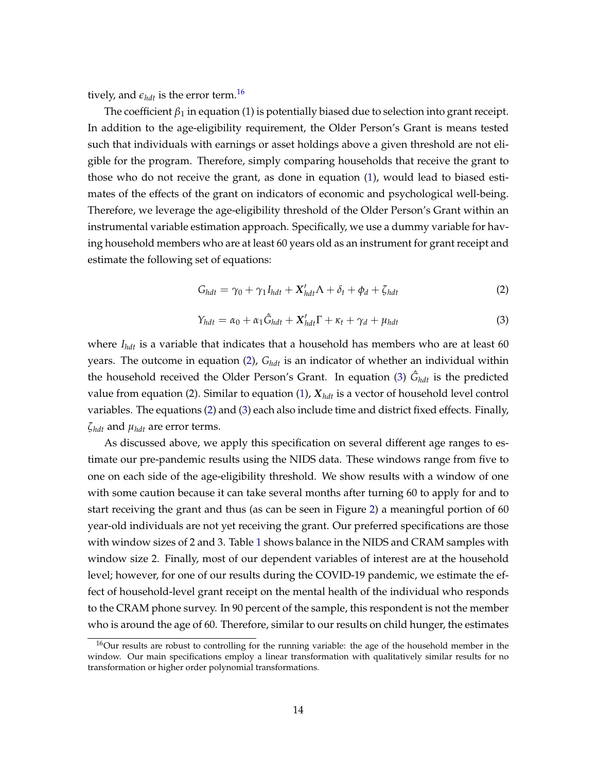tively, and $\epsilon_{hdt}$ is the error term.[16]

The coefficient $\beta_1$ in equation (1) is potentially biased due to selection into grant receipt. In addition to the age-eligibility requirement, the Older Person's Grant is means tested such that individuals with earnings or asset holdings above a given threshold are not eligible for the program. Therefore, simply comparing households that receive the grant to those who do not receive the grant, as done in equation (1), would lead to biased estimates of the effects of the grant on indicators of economic and psychological well-being. Therefore, we leverage the age-eligibility threshold of the Older Person's Grant within an instrumental variable estimation approach. Specifically, we use a dummy variable for having household members who are at least 60 years old as an instrument for grant receipt and estimate the following set of equations:

$$G_{hdt} = \gamma_0 + \gamma_1 I_{hdt} + \boldsymbol{X}'_{hdt}\Lambda + \delta_t + \phi_d + \zeta_{hdt} \tag{2}$$

$$Y_{hdt} = \alpha_0 + \alpha_1 \hat{G}_{hdt} + \boldsymbol{X}'_{hdt}\Gamma + \kappa_t + \gamma_d + \mu_{hdt} \tag{3}$$

where $I_{hdt}$ is a variable that indicates that a household has members who are at least 60 years. The outcome in equation (2), $G_{hdt}$ is an indicator of whether an individual within the household received the Older Person's Grant. In equation (3) $\hat{G}_{hdt}$ is the predicted value from equation (2). Similar to equation (1), $\boldsymbol{X}_{hdt}$ is a vector of household level control variables. The equations (2) and (3) each also include time and district fixed effects. Finally, $\zeta_{hdt}$ and $\mu_{hdt}$ are error terms.

As discussed above, we apply this specification on several different age ranges to estimate our pre-pandemic results using the NIDS data. These windows range from five to one on each side of the age-eligibility threshold. We show results with a window of one with some caution because it can take several months after turning 60 to apply for and to start receiving the grant and thus (as can be seen in Figure 2) a meaningful portion of 60 year-old individuals are not yet receiving the grant. Our preferred specifications are those with window sizes of 2 and 3. Table 1 shows balance in the NIDS and CRAM samples with window size 2. Finally, most of our dependent variables of interest are at the household level; however, for one of our results during the COVID-19 pandemic, we estimate the effect of household-level grant receipt on the mental health of the individual who responds to the CRAM phone survey. In 90 percent of the sample, this respondent is not the member who is around the age of 60. Therefore, similar to our results on child hunger, the estimates

[16] Our results are robust to controlling for the running variable: the age of the household member in the window. Our main specifications employ a linear transformation with qualitatively similar results for no transformation or higher order polynomial transformations.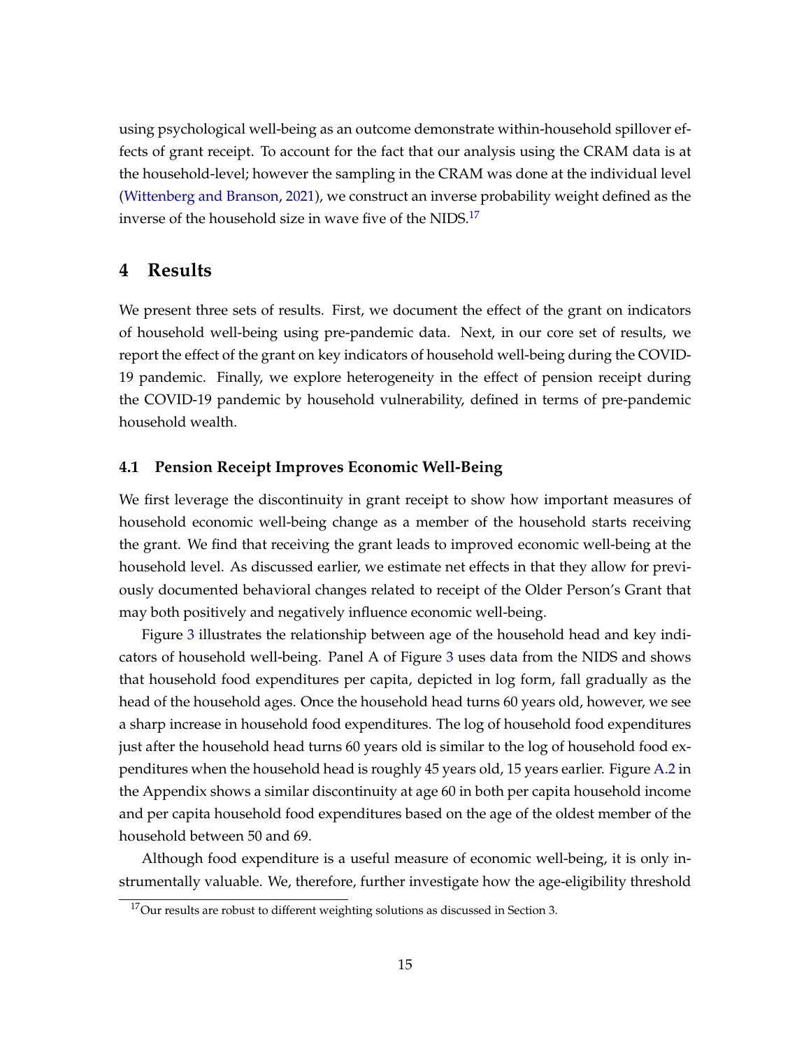using psychological well-being as an outcome demonstrate within-household spillover effects of grant receipt. To account for the fact that our analysis using the CRAM data is at the household-level; however the sampling in the CRAM was done at the individual level (Wittenberg and Branson, 2021), we construct an inverse probability weight defined as the inverse of the household size in wave five of the NIDS.[17]

# 4 Results

We present three sets of results. First, we document the effect of the grant on indicators of household well-being using pre-pandemic data. Next, in our core set of results, we report the effect of the grant on key indicators of household well-being during the COVID-19 pandemic. Finally, we explore heterogeneity in the effect of pension receipt during the COVID-19 pandemic by household vulnerability, defined in terms of pre-pandemic household wealth.

## 4.1 Pension Receipt Improves Economic Well-Being

We first leverage the discontinuity in grant receipt to show how important measures of household economic well-being change as a member of the household starts receiving the grant. We find that receiving the grant leads to improved economic well-being at the household level. As discussed earlier, we estimate net effects in that they allow for previously documented behavioral changes related to receipt of the Older Person's Grant that may both positively and negatively influence economic well-being.

Figure 3 illustrates the relationship between age of the household head and key indicators of household well-being. Panel A of Figure 3 uses data from the NIDS and shows that household food expenditures per capita, depicted in log form, fall gradually as the head of the household ages. Once the household head turns 60 years old, however, we see a sharp increase in household food expenditures. The log of household food expenditures just after the household head turns 60 years old is similar to the log of household food expenditures when the household head is roughly 45 years old, 15 years earlier. Figure A.2 in the Appendix shows a similar discontinuity at age 60 in both per capita household income and per capita household food expenditures based on the age of the oldest member of the household between 50 and 69.

Although food expenditure is a useful measure of economic well-being, it is only instrumentally valuable. We, therefore, further investigate how the age-eligibility threshold

[17] Our results are robust to different weighting solutions as discussed in Section 3.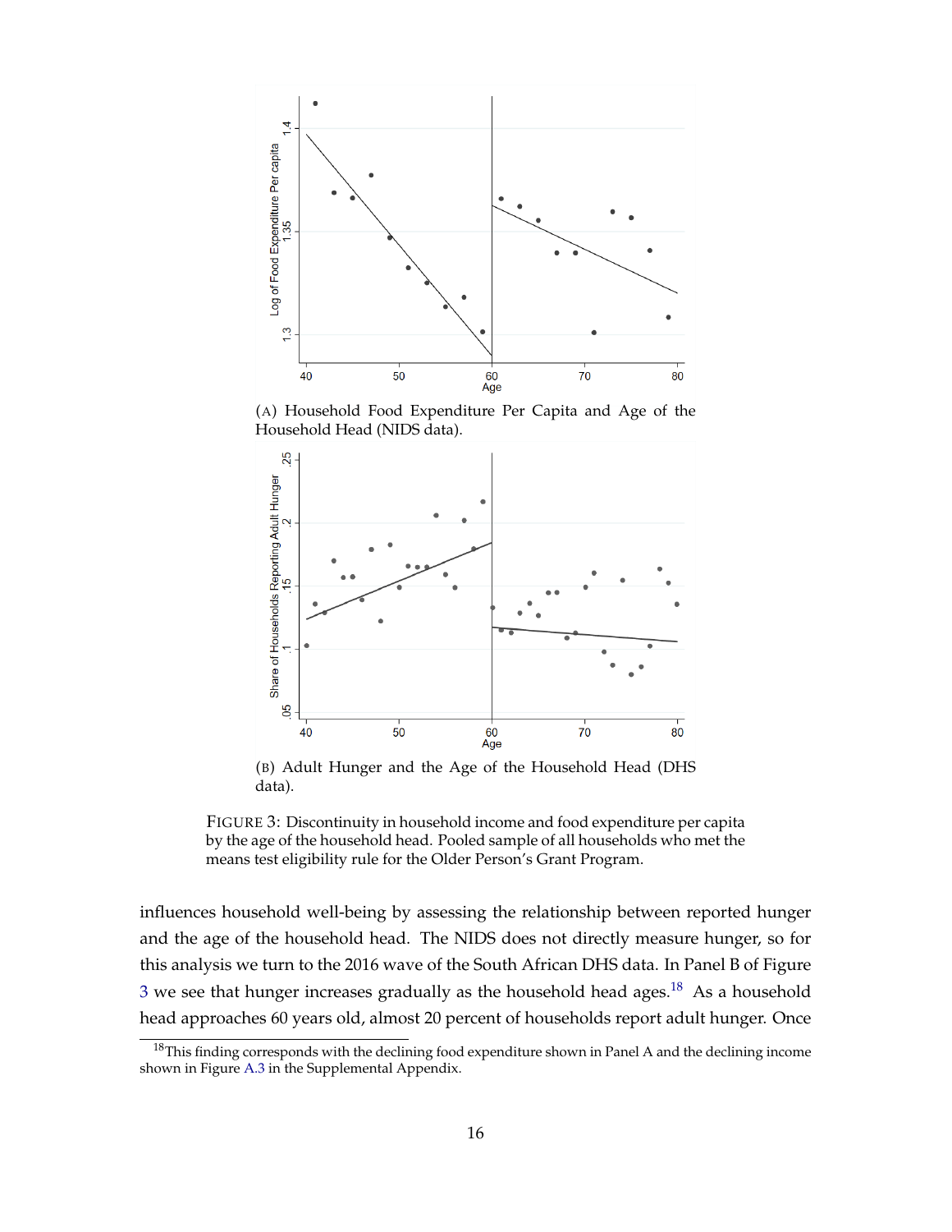(A) Household Food Expenditure Per Capita and Age of the Household Head (NIDS data).

(B) Adult Hunger and the Age of the Household Head (DHS data).

FIGURE 3: Discontinuity in household income and food expenditure per capita by the age of the household head. Pooled sample of all households who met the means test eligibility rule for the Older Person's Grant Program.

influences household well-being by assessing the relationship between reported hunger and the age of the household head. The NIDS does not directly measure hunger, so for this analysis we turn to the 2016 wave of the South African DHS data. In Panel B of Figure 3 we see that hunger increases gradually as the household head ages.[18] As a household head approaches 60 years old, almost 20 percent of households report adult hunger. Once

[18]This finding corresponds with the declining food expenditure shown in Panel A and the declining income shown in Figure A.3 in the Supplemental Appendix.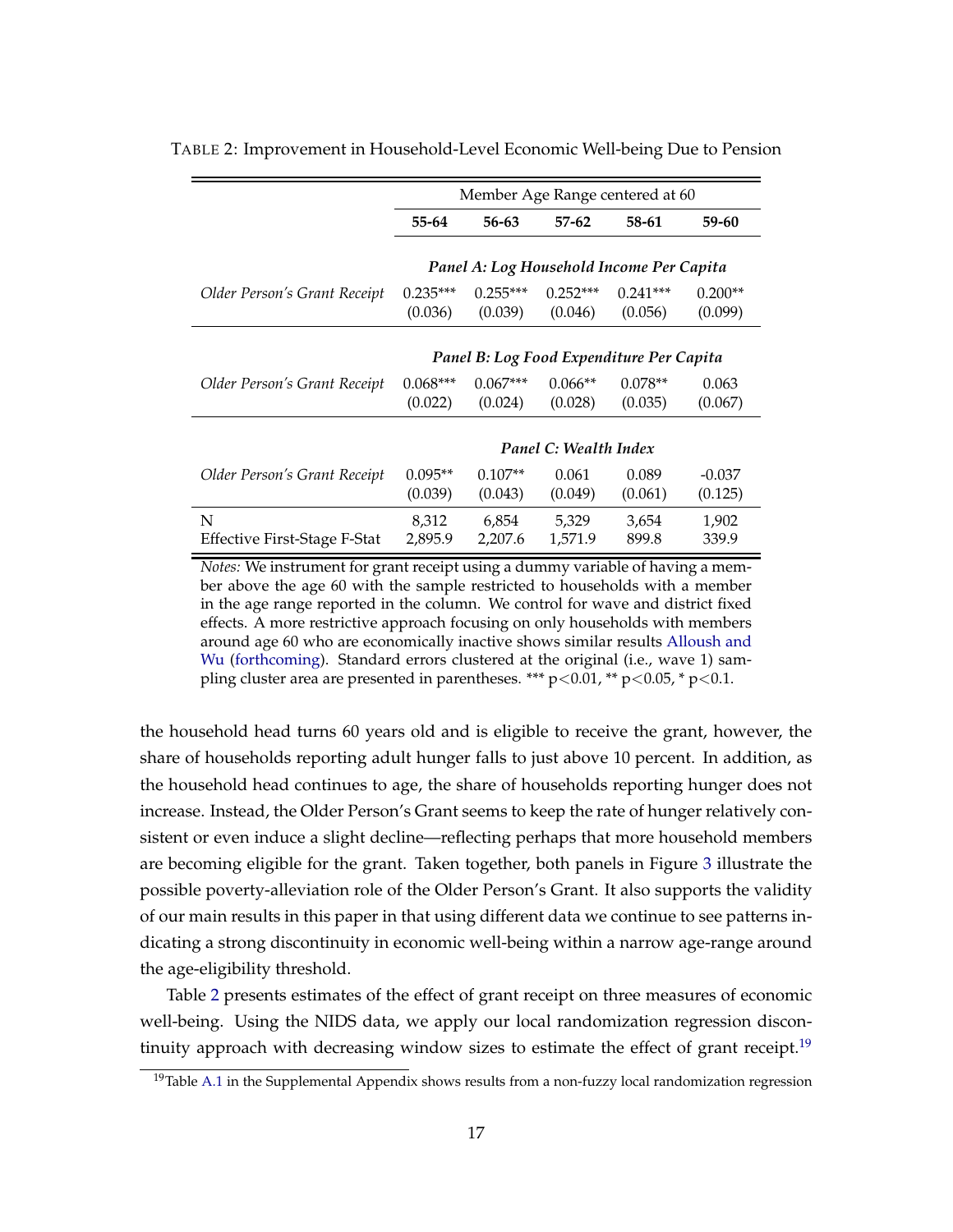TABLE 2: Improvement in Household-Level Economic Well-being Due to Pension

| | Member Age Range centered at 60 | | | | |
|---|---|---|---|---|---|
| | **55-64** | **56-63** | **57-62** | **58-61** | **59-60** |
| | ***Panel A: Log Household Income Per Capita*** | | | | |
| *Older Person's Grant Receipt* | 0.235*** | 0.255*** | 0.252*** | 0.241*** | 0.200** |
| | (0.036) | (0.039) | (0.046) | (0.056) | (0.099) |
| | ***Panel B: Log Food Expenditure Per Capita*** | | | | |
| *Older Person's Grant Receipt* | 0.068*** | 0.067*** | 0.066** | 0.078** | 0.063 |
| | (0.022) | (0.024) | (0.028) | (0.035) | (0.067) |
| | ***Panel C: Wealth Index*** | | | | |
| *Older Person's Grant Receipt* | 0.095** | 0.107** | 0.061 | 0.089 | -0.037 |
| | (0.039) | (0.043) | (0.049) | (0.061) | (0.125) |
| N | 8,312 | 6,854 | 5,329 | 3,654 | 1,902 |
| Effective First-Stage F-Stat | 2,895.9 | 2,207.6 | 1,571.9 | 899.8 | 339.9 |

*Notes:* We instrument for grant receipt using a dummy variable of having a member above the age 60 with the sample restricted to households with a member in the age range reported in the column. We control for wave and district fixed effects. A more restrictive approach focusing on only households with members around age 60 who are economically inactive shows similar results Alloush and Wu (forthcoming). Standard errors clustered at the original (i.e., wave 1) sampling cluster area are presented in parentheses. *** p<0.01, ** p<0.05, * p<0.1.

the household head turns 60 years old and is eligible to receive the grant, however, the share of households reporting adult hunger falls to just above 10 percent. In addition, as the household head continues to age, the share of households reporting hunger does not increase. Instead, the Older Person's Grant seems to keep the rate of hunger relatively consistent or even induce a slight decline—reflecting perhaps that more household members are becoming eligible for the grant. Taken together, both panels in Figure 3 illustrate the possible poverty-alleviation role of the Older Person's Grant. It also supports the validity of our main results in this paper in that using different data we continue to see patterns indicating a strong discontinuity in economic well-being within a narrow age-range around the age-eligibility threshold.

Table 2 presents estimates of the effect of grant receipt on three measures of economic well-being. Using the NIDS data, we apply our local randomization regression discontinuity approach with decreasing window sizes to estimate the effect of grant receipt.[19]

[19]Table A.1 in the Supplemental Appendix shows results from a non-fuzzy local randomization regression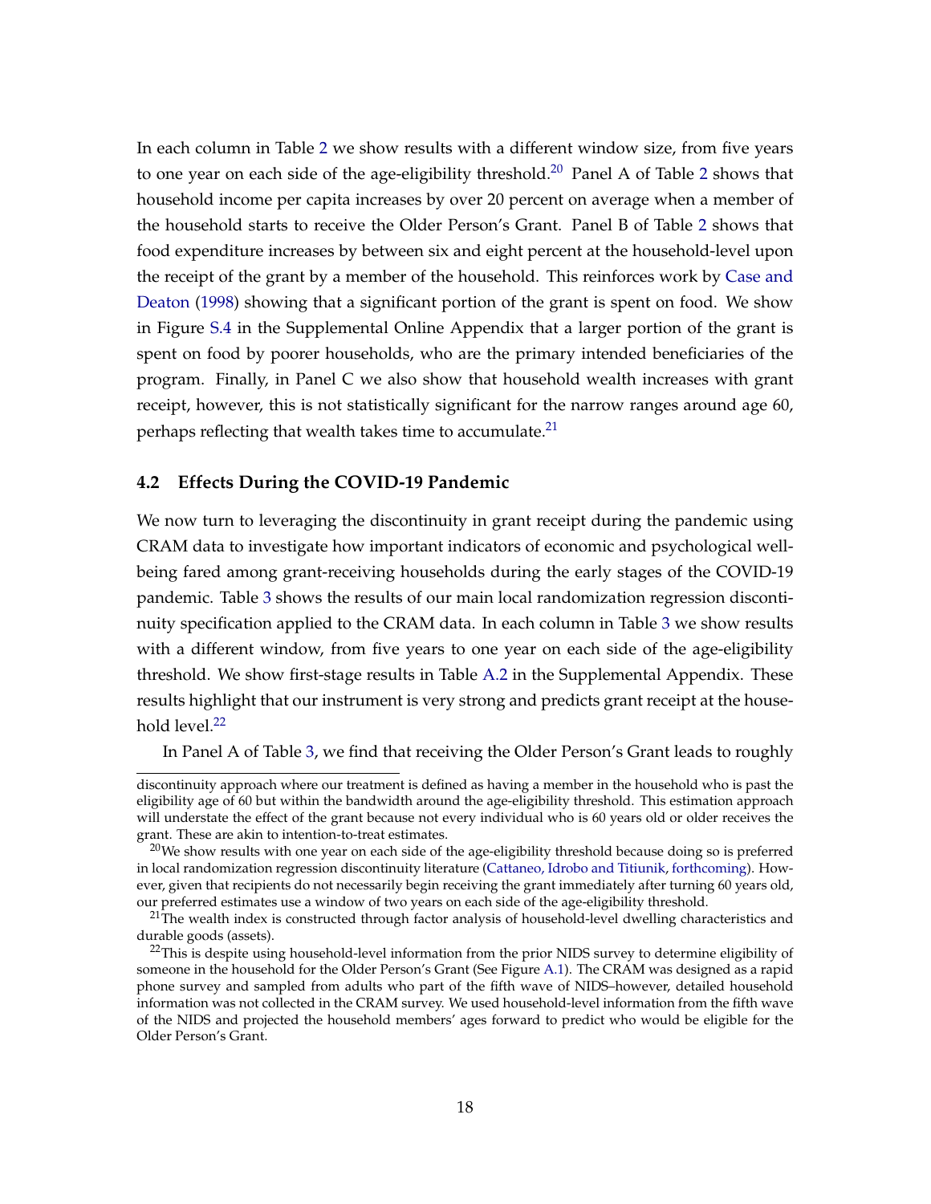In each column in Table 2 we show results with a different window size, from five years to one year on each side of the age-eligibility threshold.[20] Panel A of Table 2 shows that household income per capita increases by over 20 percent on average when a member of the household starts to receive the Older Person's Grant. Panel B of Table 2 shows that food expenditure increases by between six and eight percent at the household-level upon the receipt of the grant by a member of the household. This reinforces work by Case and Deaton (1998) showing that a significant portion of the grant is spent on food. We show in Figure S.4 in the Supplemental Online Appendix that a larger portion of the grant is spent on food by poorer households, who are the primary intended beneficiaries of the program. Finally, in Panel C we also show that household wealth increases with grant receipt, however, this is not statistically significant for the narrow ranges around age 60, perhaps reflecting that wealth takes time to accumulate.[21]

### 4.2 Effects During the COVID-19 Pandemic

We now turn to leveraging the discontinuity in grant receipt during the pandemic using CRAM data to investigate how important indicators of economic and psychological well-being fared among grant-receiving households during the early stages of the COVID-19 pandemic. Table 3 shows the results of our main local randomization regression discontinuity specification applied to the CRAM data. In each column in Table 3 we show results with a different window, from five years to one year on each side of the age-eligibility threshold. We show first-stage results in Table A.2 in the Supplemental Appendix. These results highlight that our instrument is very strong and predicts grant receipt at the household level.[22]

In Panel A of Table 3, we find that receiving the Older Person's Grant leads to roughly

---

discontinuity approach where our treatment is defined as having a member in the household who is past the eligibility age of 60 but within the bandwidth around the age-eligibility threshold. This estimation approach will understate the effect of the grant because not every individual who is 60 years old or older receives the grant. These are akin to intention-to-treat estimates.

[20] We show results with one year on each side of the age-eligibility threshold because doing so is preferred in local randomization regression discontinuity literature (Cattaneo, Idrobo and Titiunik, forthcoming). However, given that recipients do not necessarily begin receiving the grant immediately after turning 60 years old, our preferred estimates use a window of two years on each side of the age-eligibility threshold.

[21] The wealth index is constructed through factor analysis of household-level dwelling characteristics and durable goods (assets).

[22] This is despite using household-level information from the prior NIDS survey to determine eligibility of someone in the household for the Older Person's Grant (See Figure A.1). The CRAM was designed as a rapid phone survey and sampled from adults who part of the fifth wave of NIDS–however, detailed household information was not collected in the CRAM survey. We used household-level information from the fifth wave of the NIDS and projected the household members' ages forward to predict who would be eligible for the Older Person's Grant.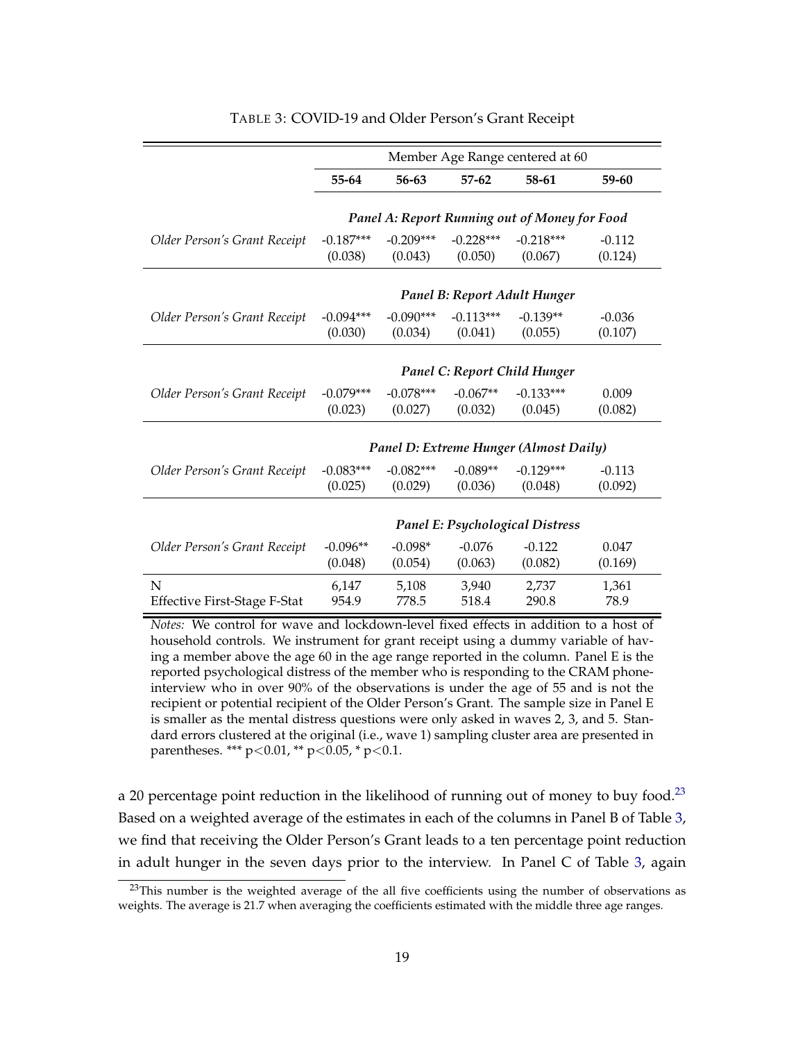TABLE 3: COVID-19 and Older Person's Grant Receipt

| | Member Age Range centered at 60 | | | | |
|---|---|---|---|---|---|
| | **55-64** | **56-63** | **57-62** | **58-61** | **59-60** |
| | ***Panel A: Report Running out of Money for Food*** | | | | |
| *Older Person's Grant Receipt* | -0.187*** | -0.209*** | -0.228*** | -0.218*** | -0.112 |
| | (0.038) | (0.043) | (0.050) | (0.067) | (0.124) |
| | ***Panel B: Report Adult Hunger*** | | | | |
| *Older Person's Grant Receipt* | -0.094*** | -0.090*** | -0.113*** | -0.139** | -0.036 |
| | (0.030) | (0.034) | (0.041) | (0.055) | (0.107) |
| | ***Panel C: Report Child Hunger*** | | | | |
| *Older Person's Grant Receipt* | -0.079*** | -0.078*** | -0.067** | -0.133*** | 0.009 |
| | (0.023) | (0.027) | (0.032) | (0.045) | (0.082) |
| | ***Panel D: Extreme Hunger (Almost Daily)*** | | | | |
| *Older Person's Grant Receipt* | -0.083*** | -0.082*** | -0.089** | -0.129*** | -0.113 |
| | (0.025) | (0.029) | (0.036) | (0.048) | (0.092) |
| | ***Panel E: Psychological Distress*** | | | | |
| *Older Person's Grant Receipt* | -0.096** | -0.098* | -0.076 | -0.122 | 0.047 |
| | (0.048) | (0.054) | (0.063) | (0.082) | (0.169) |
| N | 6,147 | 5,108 | 3,940 | 2,737 | 1,361 |
| Effective First-Stage F-Stat | 954.9 | 778.5 | 518.4 | 290.8 | 78.9 |

*Notes:* We control for wave and lockdown-level fixed effects in addition to a host of household controls. We instrument for grant receipt using a dummy variable of having a member above the age 60 in the age range reported in the column. Panel E is the reported psychological distress of the member who is responding to the CRAM phone-interview who in over 90% of the observations is under the age of 55 and is not the recipient or potential recipient of the Older Person's Grant. The sample size in Panel E is smaller as the mental distress questions were only asked in waves 2, 3, and 5. Standard errors clustered at the original (i.e., wave 1) sampling cluster area are presented in parentheses. *** $p<0.01$, ** $p<0.05$, * $p<0.1$.

a 20 percentage point reduction in the likelihood of running out of money to buy food.[23] Based on a weighted average of the estimates in each of the columns in Panel B of Table 3, we find that receiving the Older Person's Grant leads to a ten percentage point reduction in adult hunger in the seven days prior to the interview. In Panel C of Table 3, again

[23] This number is the weighted average of the all five coefficients using the number of observations as weights. The average is 21.7 when averaging the coefficients estimated with the middle three age ranges.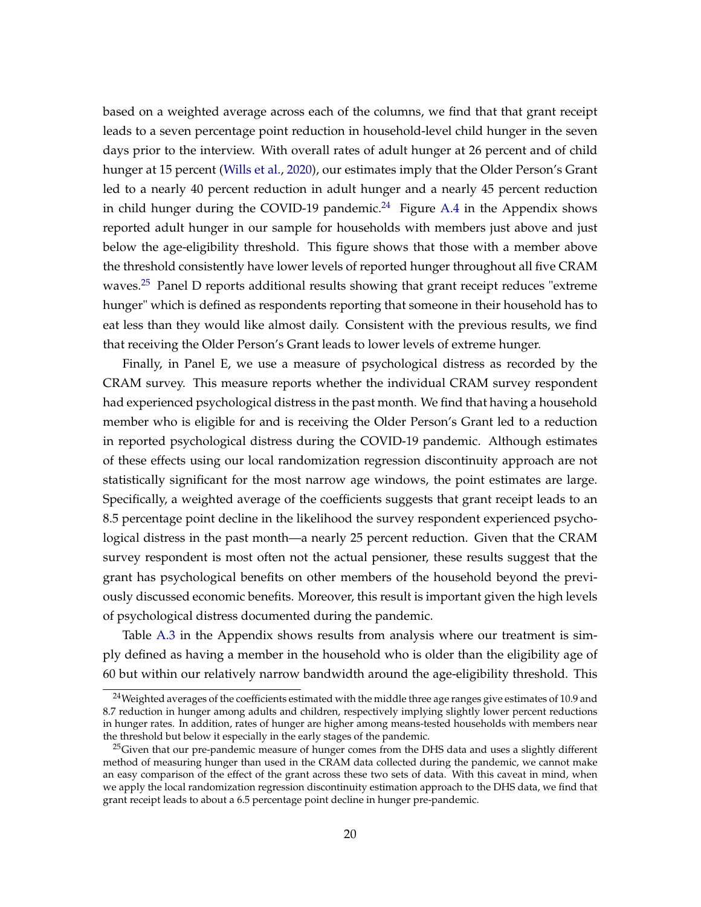based on a weighted average across each of the columns, we find that that grant receipt leads to a seven percentage point reduction in household-level child hunger in the seven days prior to the interview. With overall rates of adult hunger at 26 percent and of child hunger at 15 percent (Wills et al., 2020), our estimates imply that the Older Person's Grant led to a nearly 40 percent reduction in adult hunger and a nearly 45 percent reduction in child hunger during the COVID-19 pandemic.[24] Figure A.4 in the Appendix shows reported adult hunger in our sample for households with members just above and just below the age-eligibility threshold. This figure shows that those with a member above the threshold consistently have lower levels of reported hunger throughout all five CRAM waves.[25] Panel D reports additional results showing that grant receipt reduces "extreme hunger" which is defined as respondents reporting that someone in their household has to eat less than they would like almost daily. Consistent with the previous results, we find that receiving the Older Person's Grant leads to lower levels of extreme hunger.

Finally, in Panel E, we use a measure of psychological distress as recorded by the CRAM survey. This measure reports whether the individual CRAM survey respondent had experienced psychological distress in the past month. We find that having a household member who is eligible for and is receiving the Older Person's Grant led to a reduction in reported psychological distress during the COVID-19 pandemic. Although estimates of these effects using our local randomization regression discontinuity approach are not statistically significant for the most narrow age windows, the point estimates are large. Specifically, a weighted average of the coefficients suggests that grant receipt leads to an 8.5 percentage point decline in the likelihood the survey respondent experienced psychological distress in the past month—a nearly 25 percent reduction. Given that the CRAM survey respondent is most often not the actual pensioner, these results suggest that the grant has psychological benefits on other members of the household beyond the previously discussed economic benefits. Moreover, this result is important given the high levels of psychological distress documented during the pandemic.

Table A.3 in the Appendix shows results from analysis where our treatment is simply defined as having a member in the household who is older than the eligibility age of 60 but within our relatively narrow bandwidth around the age-eligibility threshold. This

[24] Weighted averages of the coefficients estimated with the middle three age ranges give estimates of 10.9 and 8.7 reduction in hunger among adults and children, respectively implying slightly lower percent reductions in hunger rates. In addition, rates of hunger are higher among means-tested households with members near the threshold but below it especially in the early stages of the pandemic.

[25] Given that our pre-pandemic measure of hunger comes from the DHS data and uses a slightly different method of measuring hunger than used in the CRAM data collected during the pandemic, we cannot make an easy comparison of the effect of the grant across these two sets of data. With this caveat in mind, when we apply the local randomization regression discontinuity estimation approach to the DHS data, we find that grant receipt leads to about a 6.5 percentage point decline in hunger pre-pandemic.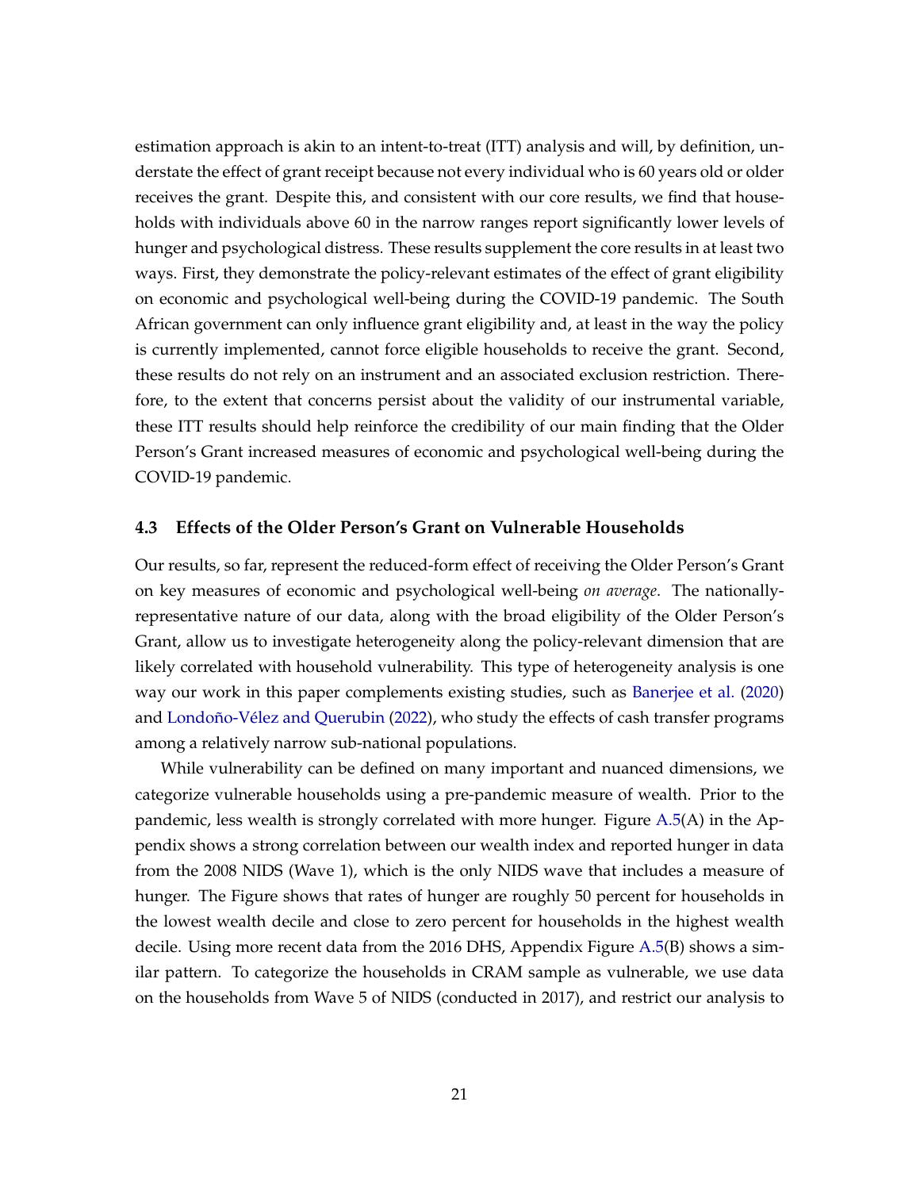estimation approach is akin to an intent-to-treat (ITT) analysis and will, by definition, understate the effect of grant receipt because not every individual who is 60 years old or older receives the grant. Despite this, and consistent with our core results, we find that households with individuals above 60 in the narrow ranges report significantly lower levels of hunger and psychological distress. These results supplement the core results in at least two ways. First, they demonstrate the policy-relevant estimates of the effect of grant eligibility on economic and psychological well-being during the COVID-19 pandemic. The South African government can only influence grant eligibility and, at least in the way the policy is currently implemented, cannot force eligible households to receive the grant. Second, these results do not rely on an instrument and an associated exclusion restriction. Therefore, to the extent that concerns persist about the validity of our instrumental variable, these ITT results should help reinforce the credibility of our main finding that the Older Person's Grant increased measures of economic and psychological well-being during the COVID-19 pandemic.

### 4.3 Effects of the Older Person's Grant on Vulnerable Households

Our results, so far, represent the reduced-form effect of receiving the Older Person's Grant on key measures of economic and psychological well-being *on average*. The nationally-representative nature of our data, along with the broad eligibility of the Older Person's Grant, allow us to investigate heterogeneity along the policy-relevant dimension that are likely correlated with household vulnerability. This type of heterogeneity analysis is one way our work in this paper complements existing studies, such as Banerjee et al. (2020) and Londoño-Vélez and Querubin (2022), who study the effects of cash transfer programs among a relatively narrow sub-national populations.

While vulnerability can be defined on many important and nuanced dimensions, we categorize vulnerable households using a pre-pandemic measure of wealth. Prior to the pandemic, less wealth is strongly correlated with more hunger. Figure A.5(A) in the Appendix shows a strong correlation between our wealth index and reported hunger in data from the 2008 NIDS (Wave 1), which is the only NIDS wave that includes a measure of hunger. The Figure shows that rates of hunger are roughly 50 percent for households in the lowest wealth decile and close to zero percent for households in the highest wealth decile. Using more recent data from the 2016 DHS, Appendix Figure A.5(B) shows a similar pattern. To categorize the households in CRAM sample as vulnerable, we use data on the households from Wave 5 of NIDS (conducted in 2017), and restrict our analysis to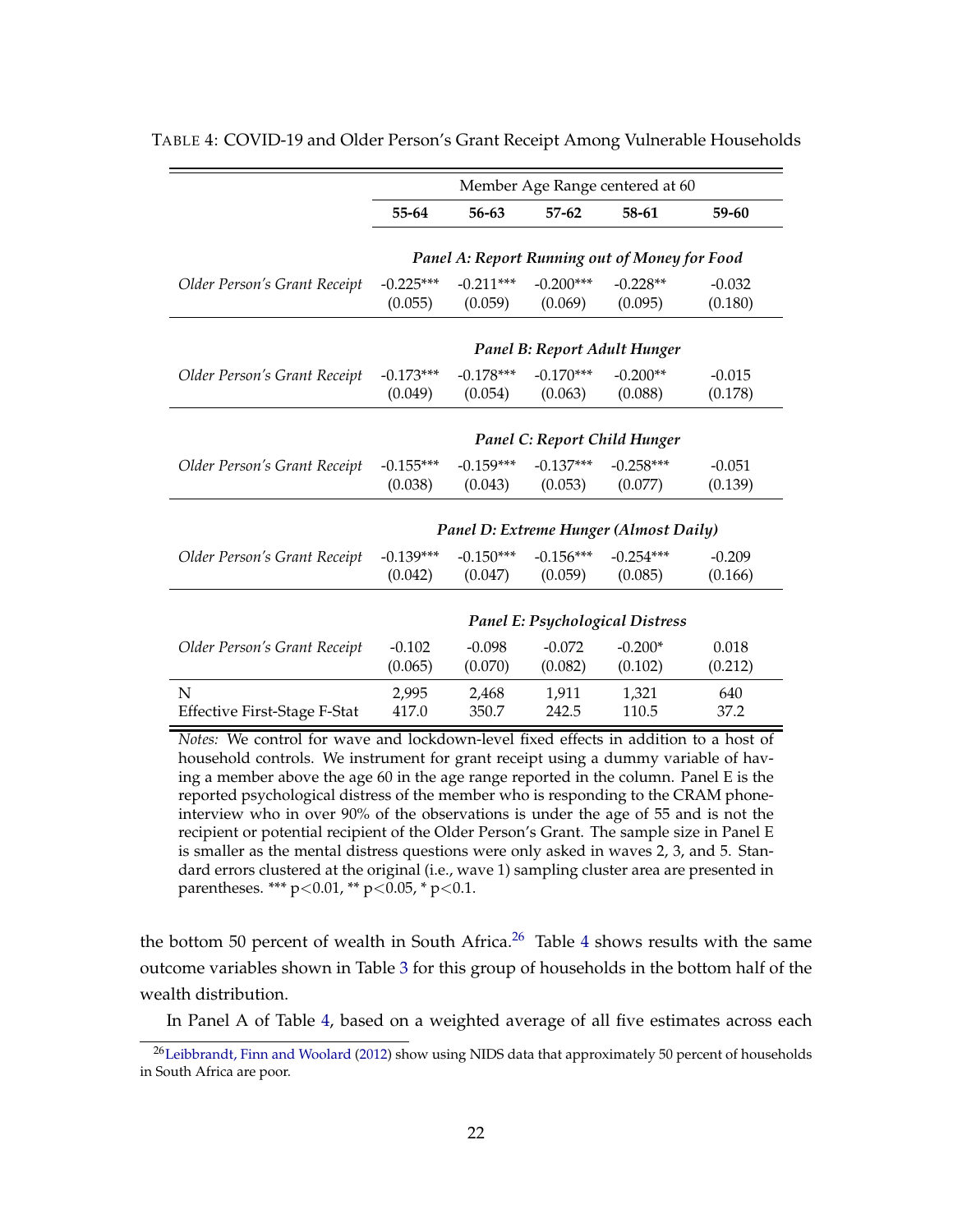TABLE 4: COVID-19 and Older Person's Grant Receipt Among Vulnerable Households

| | Member Age Range centered at 60 | | | | |
|---|---|---|---|---|---|
| | **55-64** | **56-63** | **57-62** | **58-61** | **59-60** |
| | ***Panel A: Report Running out of Money for Food*** | | | | |
| *Older Person's Grant Receipt* | -0.225*** | -0.211*** | -0.200*** | -0.228** | -0.032 |
| | (0.055) | (0.059) | (0.069) | (0.095) | (0.180) |
| | ***Panel B: Report Adult Hunger*** | | | | |
| *Older Person's Grant Receipt* | -0.173*** | -0.178*** | -0.170*** | -0.200** | -0.015 |
| | (0.049) | (0.054) | (0.063) | (0.088) | (0.178) |
| | ***Panel C: Report Child Hunger*** | | | | |
| *Older Person's Grant Receipt* | -0.155*** | -0.159*** | -0.137*** | -0.258*** | -0.051 |
| | (0.038) | (0.043) | (0.053) | (0.077) | (0.139) |
| | ***Panel D: Extreme Hunger (Almost Daily)*** | | | | |
| *Older Person's Grant Receipt* | -0.139*** | -0.150*** | -0.156*** | -0.254*** | -0.209 |
| | (0.042) | (0.047) | (0.059) | (0.085) | (0.166) |
| | ***Panel E: Psychological Distress*** | | | | |
| *Older Person's Grant Receipt* | -0.102 | -0.098 | -0.072 | -0.200* | 0.018 |
| | (0.065) | (0.070) | (0.082) | (0.102) | (0.212) |
| N | 2,995 | 2,468 | 1,911 | 1,321 | 640 |
| Effective First-Stage F-Stat | 417.0 | 350.7 | 242.5 | 110.5 | 37.2 |

*Notes:* We control for wave and lockdown-level fixed effects in addition to a host of household controls. We instrument for grant receipt using a dummy variable of having a member above the age 60 in the age range reported in the column. Panel E is the reported psychological distress of the member who is responding to the CRAM phone-interview who in over 90% of the observations is under the age of 55 and is not the recipient or potential recipient of the Older Person's Grant. The sample size in Panel E is smaller as the mental distress questions were only asked in waves 2, 3, and 5. Standard errors clustered at the original (i.e., wave 1) sampling cluster area are presented in parentheses. *** p<0.01, ** p<0.05, * p<0.1.

the bottom 50 percent of wealth in South Africa.[26] Table 4 shows results with the same outcome variables shown in Table 3 for this group of households in the bottom half of the wealth distribution.

In Panel A of Table 4, based on a weighted average of all five estimates across each

[26] Leibbrandt, Finn and Woolard (2012) show using NIDS data that approximately 50 percent of households in South Africa are poor.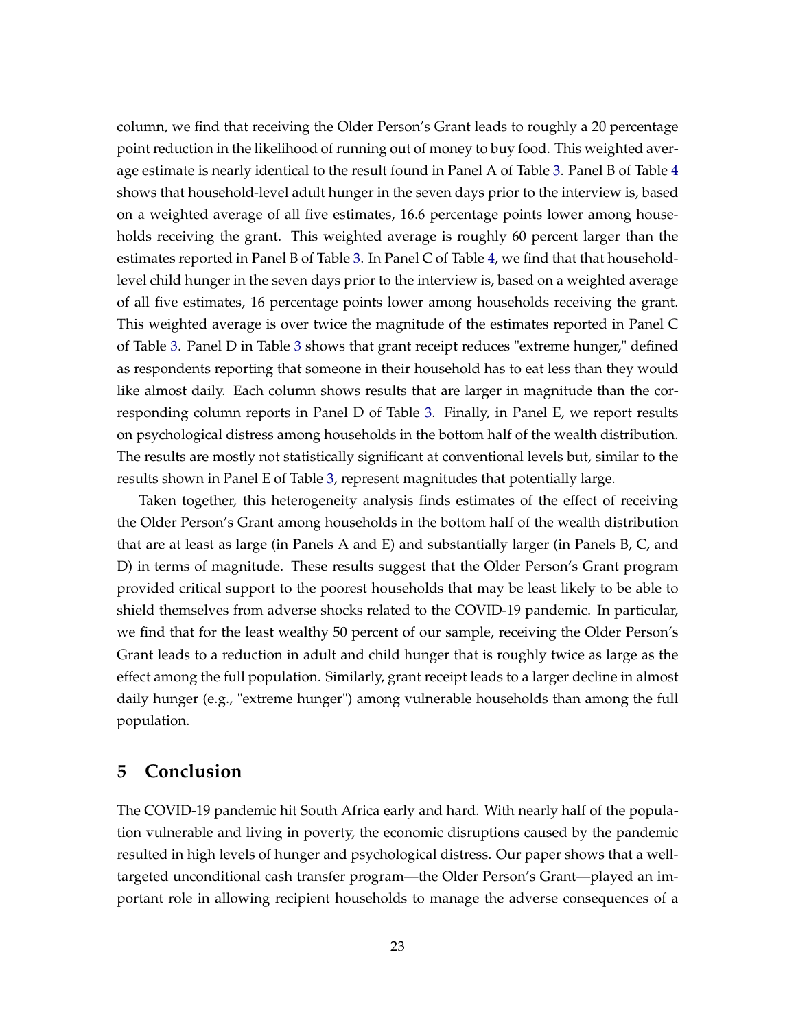column, we find that receiving the Older Person's Grant leads to roughly a 20 percentage point reduction in the likelihood of running out of money to buy food. This weighted average estimate is nearly identical to the result found in Panel A of Table 3. Panel B of Table 4 shows that household-level adult hunger in the seven days prior to the interview is, based on a weighted average of all five estimates, 16.6 percentage points lower among households receiving the grant. This weighted average is roughly 60 percent larger than the estimates reported in Panel B of Table 3. In Panel C of Table 4, we find that that household-level child hunger in the seven days prior to the interview is, based on a weighted average of all five estimates, 16 percentage points lower among households receiving the grant. This weighted average is over twice the magnitude of the estimates reported in Panel C of Table 3. Panel D in Table 3 shows that grant receipt reduces "extreme hunger," defined as respondents reporting that someone in their household has to eat less than they would like almost daily. Each column shows results that are larger in magnitude than the corresponding column reports in Panel D of Table 3. Finally, in Panel E, we report results on psychological distress among households in the bottom half of the wealth distribution. The results are mostly not statistically significant at conventional levels but, similar to the results shown in Panel E of Table 3, represent magnitudes that potentially large.

Taken together, this heterogeneity analysis finds estimates of the effect of receiving the Older Person's Grant among households in the bottom half of the wealth distribution that are at least as large (in Panels A and E) and substantially larger (in Panels B, C, and D) in terms of magnitude. These results suggest that the Older Person's Grant program provided critical support to the poorest households that may be least likely to be able to shield themselves from adverse shocks related to the COVID-19 pandemic. In particular, we find that for the least wealthy 50 percent of our sample, receiving the Older Person's Grant leads to a reduction in adult and child hunger that is roughly twice as large as the effect among the full population. Similarly, grant receipt leads to a larger decline in almost daily hunger (e.g., "extreme hunger") among vulnerable households than among the full population.

# 5 Conclusion

The COVID-19 pandemic hit South Africa early and hard. With nearly half of the population vulnerable and living in poverty, the economic disruptions caused by the pandemic resulted in high levels of hunger and psychological distress. Our paper shows that a well-targeted unconditional cash transfer program—the Older Person's Grant—played an important role in allowing recipient households to manage the adverse consequences of a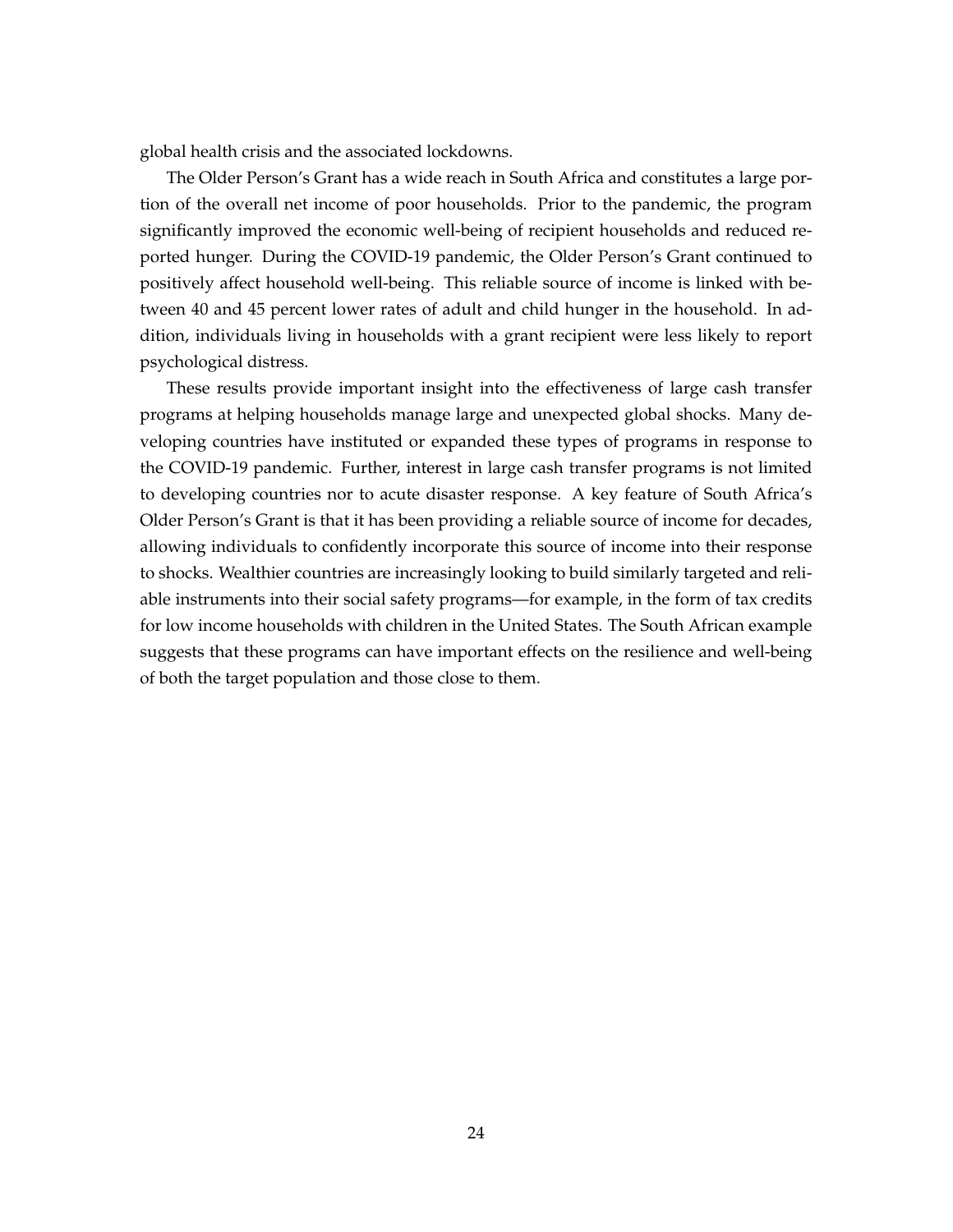global health crisis and the associated lockdowns.

The Older Person's Grant has a wide reach in South Africa and constitutes a large portion of the overall net income of poor households. Prior to the pandemic, the program significantly improved the economic well-being of recipient households and reduced reported hunger. During the COVID-19 pandemic, the Older Person's Grant continued to positively affect household well-being. This reliable source of income is linked with between 40 and 45 percent lower rates of adult and child hunger in the household. In addition, individuals living in households with a grant recipient were less likely to report psychological distress.

These results provide important insight into the effectiveness of large cash transfer programs at helping households manage large and unexpected global shocks. Many developing countries have instituted or expanded these types of programs in response to the COVID-19 pandemic. Further, interest in large cash transfer programs is not limited to developing countries nor to acute disaster response. A key feature of South Africa's Older Person's Grant is that it has been providing a reliable source of income for decades, allowing individuals to confidently incorporate this source of income into their response to shocks. Wealthier countries are increasingly looking to build similarly targeted and reliable instruments into their social safety programs—for example, in the form of tax credits for low income households with children in the United States. The South African example suggests that these programs can have important effects on the resilience and well-being of both the target population and those close to them.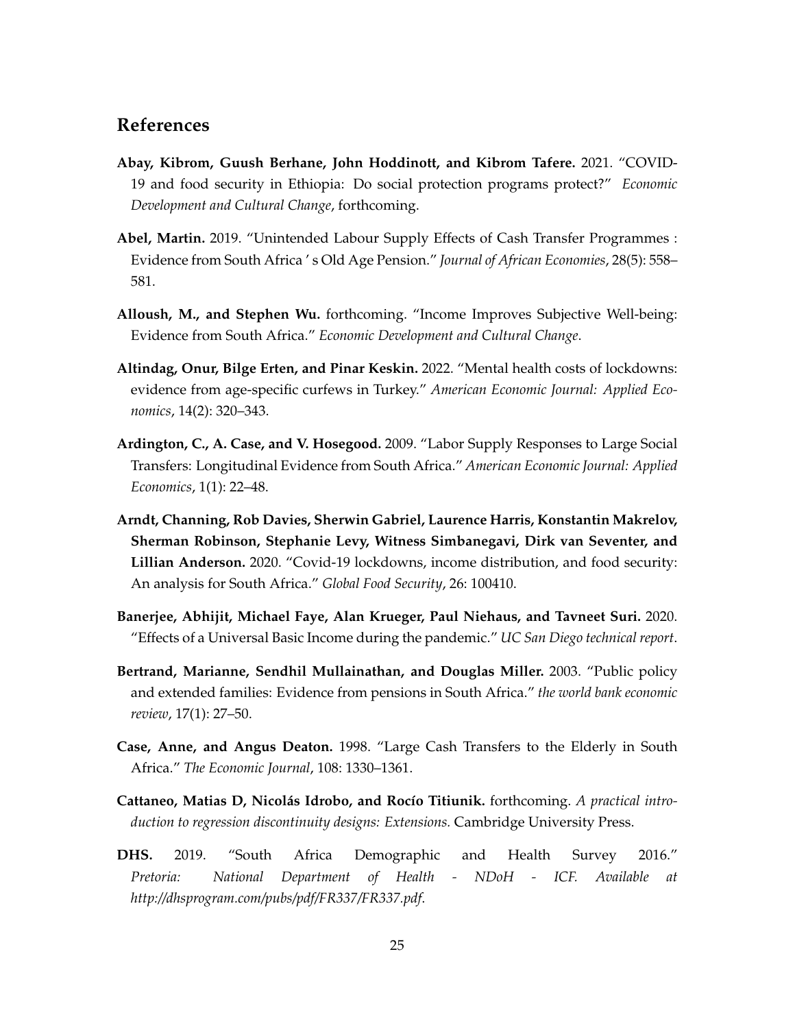## References

**Abay, Kibrom, Guush Berhane, John Hoddinott, and Kibrom Tafere.** 2021. "COVID-19 and food security in Ethiopia: Do social protection programs protect?" *Economic Development and Cultural Change*, forthcoming.

**Abel, Martin.** 2019. "Unintended Labour Supply Effects of Cash Transfer Programmes : Evidence from South Africa ' s Old Age Pension." *Journal of African Economies*, 28(5): 558–581.

**Alloush, M., and Stephen Wu.** forthcoming. "Income Improves Subjective Well-being: Evidence from South Africa." *Economic Development and Cultural Change*.

**Altindag, Onur, Bilge Erten, and Pinar Keskin.** 2022. "Mental health costs of lockdowns: evidence from age-specific curfews in Turkey." *American Economic Journal: Applied Economics*, 14(2): 320–343.

**Ardington, C., A. Case, and V. Hosegood.** 2009. "Labor Supply Responses to Large Social Transfers: Longitudinal Evidence from South Africa." *American Economic Journal: Applied Economics*, 1(1): 22–48.

**Arndt, Channing, Rob Davies, Sherwin Gabriel, Laurence Harris, Konstantin Makrelov, Sherman Robinson, Stephanie Levy, Witness Simbanegavi, Dirk van Seventer, and Lillian Anderson.** 2020. "Covid-19 lockdowns, income distribution, and food security: An analysis for South Africa." *Global Food Security*, 26: 100410.

**Banerjee, Abhijit, Michael Faye, Alan Krueger, Paul Niehaus, and Tavneet Suri.** 2020. "Effects of a Universal Basic Income during the pandemic." *UC San Diego technical report*.

**Bertrand, Marianne, Sendhil Mullainathan, and Douglas Miller.** 2003. "Public policy and extended families: Evidence from pensions in South Africa." *the world bank economic review*, 17(1): 27–50.

**Case, Anne, and Angus Deaton.** 1998. "Large Cash Transfers to the Elderly in South Africa." *The Economic Journal*, 108: 1330–1361.

**Cattaneo, Matias D, Nicolás Idrobo, and Rocío Titiunik.** forthcoming. *A practical introduction to regression discontinuity designs: Extensions.* Cambridge University Press.

**DHS.** 2019. "South Africa Demographic and Health Survey 2016." *Pretoria: National Department of Health - NDoH - ICF. Available at http://dhsprogram.com/pubs/pdf/FR337/FR337.pdf*.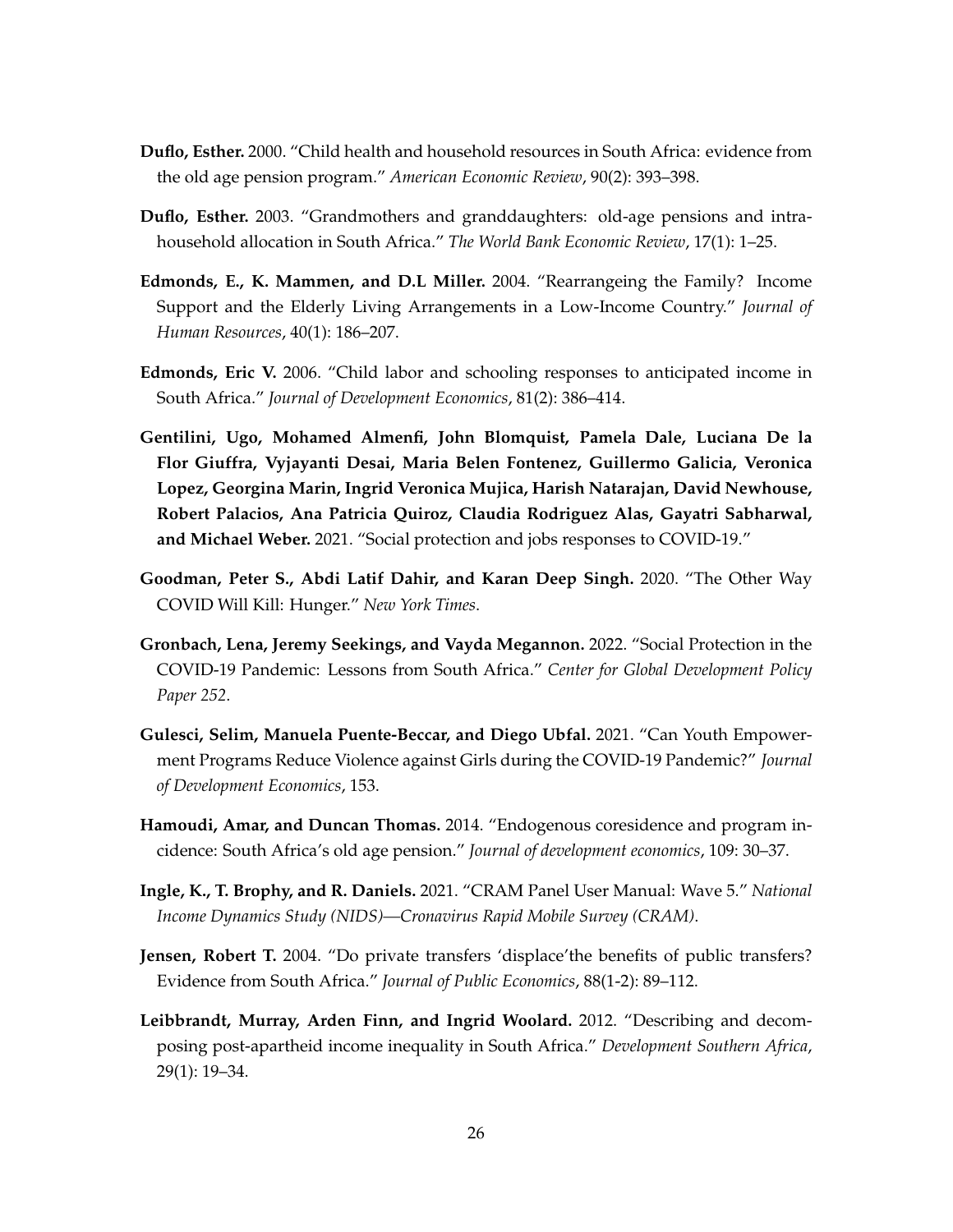**Duflo, Esther.** 2000. "Child health and household resources in South Africa: evidence from the old age pension program." *American Economic Review*, 90(2): 393–398.

**Duflo, Esther.** 2003. "Grandmothers and granddaughters: old-age pensions and intrahousehold allocation in South Africa." *The World Bank Economic Review*, 17(1): 1–25.

**Edmonds, E., K. Mammen, and D.L Miller.** 2004. "Rearrangeing the Family? Income Support and the Elderly Living Arrangements in a Low-Income Country." *Journal of Human Resources*, 40(1): 186–207.

**Edmonds, Eric V.** 2006. "Child labor and schooling responses to anticipated income in South Africa." *Journal of Development Economics*, 81(2): 386–414.

**Gentilini, Ugo, Mohamed Almenfi, John Blomquist, Pamela Dale, Luciana De la Flor Giuffra, Vyjayanti Desai, Maria Belen Fontenez, Guillermo Galicia, Veronica Lopez, Georgina Marin, Ingrid Veronica Mujica, Harish Natarajan, David Newhouse, Robert Palacios, Ana Patricia Quiroz, Claudia Rodriguez Alas, Gayatri Sabharwal, and Michael Weber.** 2021. "Social protection and jobs responses to COVID-19."

**Goodman, Peter S., Abdi Latif Dahir, and Karan Deep Singh.** 2020. "The Other Way COVID Will Kill: Hunger." *New York Times*.

**Gronbach, Lena, Jeremy Seekings, and Vayda Megannon.** 2022. "Social Protection in the COVID-19 Pandemic: Lessons from South Africa." *Center for Global Development Policy Paper 252*.

**Gulesci, Selim, Manuela Puente-Beccar, and Diego Ubfal.** 2021. "Can Youth Empowerment Programs Reduce Violence against Girls during the COVID-19 Pandemic?" *Journal of Development Economics*, 153.

**Hamoudi, Amar, and Duncan Thomas.** 2014. "Endogenous coresidence and program incidence: South Africa's old age pension." *Journal of development economics*, 109: 30–37.

**Ingle, K., T. Brophy, and R. Daniels.** 2021. "CRAM Panel User Manual: Wave 5." *National Income Dynamics Study (NIDS)—Cronavirus Rapid Mobile Survey (CRAM)*.

**Jensen, Robert T.** 2004. "Do private transfers 'displace'the benefits of public transfers? Evidence from South Africa." *Journal of Public Economics*, 88(1-2): 89–112.

**Leibbrandt, Murray, Arden Finn, and Ingrid Woolard.** 2012. "Describing and decomposing post-apartheid income inequality in South Africa." *Development Southern Africa*, 29(1): 19–34.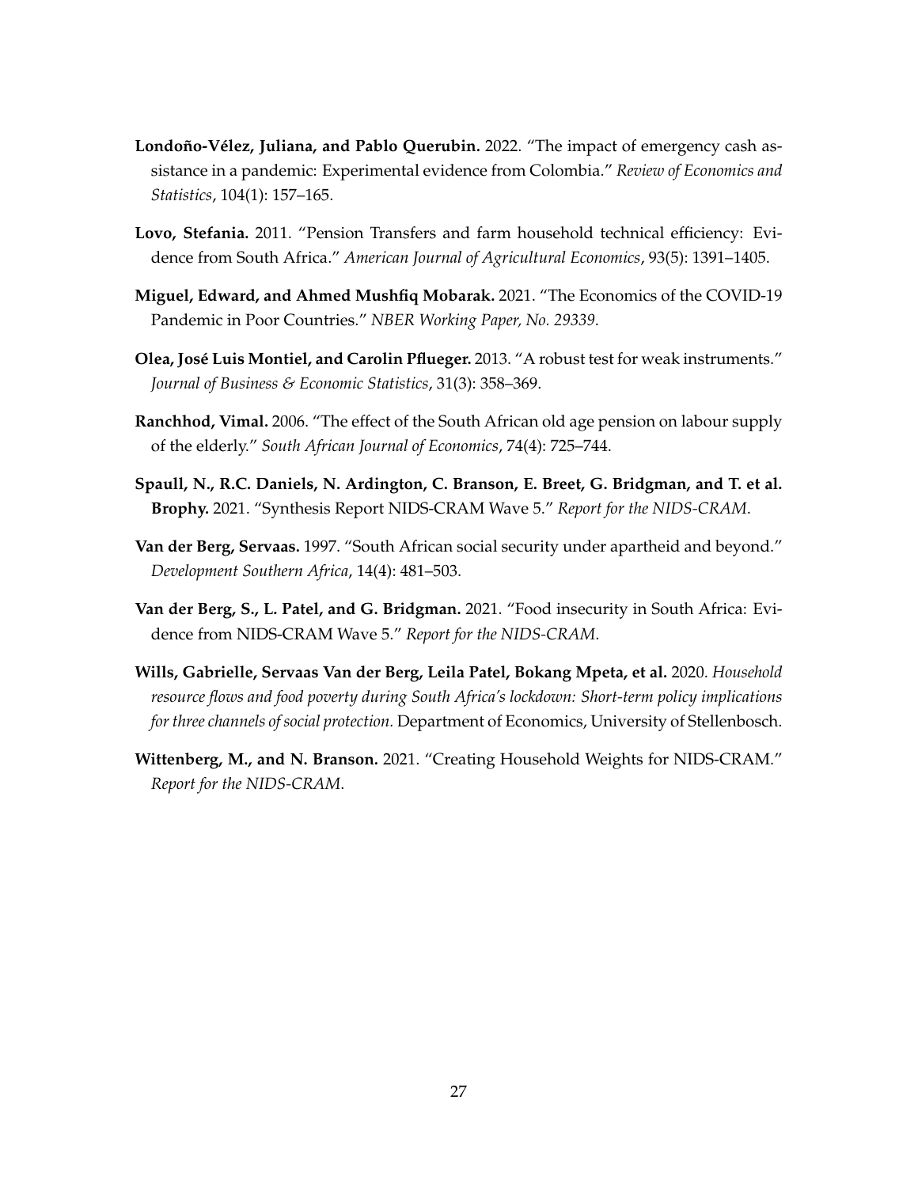**Londoño-Vélez, Juliana, and Pablo Querubin.** 2022. "The impact of emergency cash assistance in a pandemic: Experimental evidence from Colombia." *Review of Economics and Statistics*, 104(1): 157–165.

**Lovo, Stefania.** 2011. "Pension Transfers and farm household technical efficiency: Evidence from South Africa." *American Journal of Agricultural Economics*, 93(5): 1391–1405.

**Miguel, Edward, and Ahmed Mushfiq Mobarak.** 2021. "The Economics of the COVID-19 Pandemic in Poor Countries." *NBER Working Paper, No. 29339*.

**Olea, José Luis Montiel, and Carolin Pflueger.** 2013. "A robust test for weak instruments." *Journal of Business & Economic Statistics*, 31(3): 358–369.

**Ranchhod, Vimal.** 2006. "The effect of the South African old age pension on labour supply of the elderly." *South African Journal of Economics*, 74(4): 725–744.

**Spaull, N., R.C. Daniels, N. Ardington, C. Branson, E. Breet, G. Bridgman, and T. et al. Brophy.** 2021. "Synthesis Report NIDS-CRAM Wave 5." *Report for the NIDS-CRAM*.

**Van der Berg, Servaas.** 1997. "South African social security under apartheid and beyond." *Development Southern Africa*, 14(4): 481–503.

**Van der Berg, S., L. Patel, and G. Bridgman.** 2021. "Food insecurity in South Africa: Evidence from NIDS-CRAM Wave 5." *Report for the NIDS-CRAM*.

**Wills, Gabrielle, Servaas Van der Berg, Leila Patel, Bokang Mpeta, et al.** 2020. *Household resource flows and food poverty during South Africa's lockdown: Short-term policy implications for three channels of social protection.* Department of Economics, University of Stellenbosch.

**Wittenberg, M., and N. Branson.** 2021. "Creating Household Weights for NIDS-CRAM." *Report for the NIDS-CRAM*.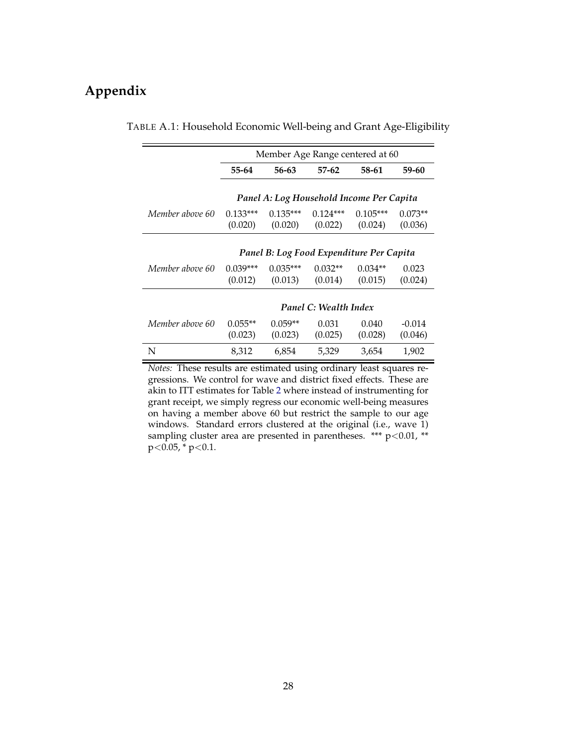# Appendix

TABLE A.1: Household Economic Well-being and Grant Age-Eligibility

| | Member Age Range centered at 60 | | | | |
|---|---|---|---|---|---|
| | **55-64** | **56-63** | **57-62** | **58-61** | **59-60** |
| | ***Panel A: Log Household Income Per Capita*** | | | | |
| *Member above 60* | 0.133*** | 0.135*** | 0.124*** | 0.105*** | 0.073** |
| | (0.020) | (0.020) | (0.022) | (0.024) | (0.036) |
| | ***Panel B: Log Food Expenditure Per Capita*** | | | | |
| *Member above 60* | 0.039*** | 0.035*** | 0.032** | 0.034** | 0.023 |
| | (0.012) | (0.013) | (0.014) | (0.015) | (0.024) |
| | ***Panel C: Wealth Index*** | | | | |
| *Member above 60* | 0.055** | 0.059** | 0.031 | 0.040 | -0.014 |
| | (0.023) | (0.023) | (0.025) | (0.028) | (0.046) |
| N | 8,312 | 6,854 | 5,329 | 3,654 | 1,902 |

*Notes:* These results are estimated using ordinary least squares regressions. We control for wave and district fixed effects. These are akin to ITT estimates for Table 2 where instead of instrumenting for grant receipt, we simply regress our economic well-being measures on having a member above 60 but restrict the sample to our age windows. Standard errors clustered at the original (i.e., wave 1) sampling cluster area are presented in parentheses. *** $p<0.01$, ** $p<0.05$, * $p<0.1$.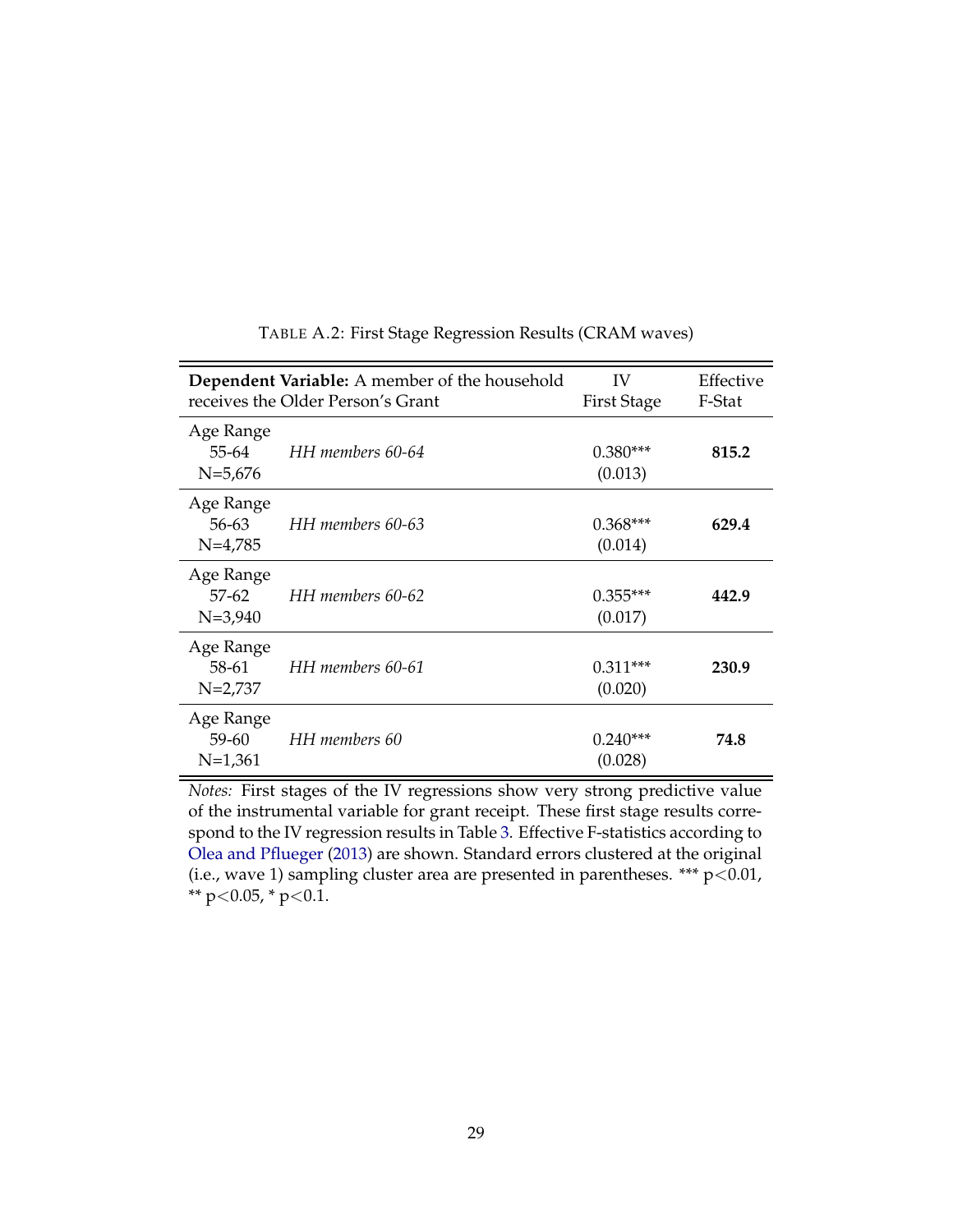TABLE A.2: First Stage Regression Results (CRAM waves)

| **Dependent Variable:** A member of the household receives the Older Person's Grant | | IV First Stage | Effective F-Stat |
|---|---|---|---|
| Age Range 55-64 N=5,676 | *HH members 60-64* | 0.380*** (0.013) | **815.2** |
| Age Range 56-63 N=4,785 | *HH members 60-63* | 0.368*** (0.014) | **629.4** |
| Age Range 57-62 N=3,940 | *HH members 60-62* | 0.355*** (0.017) | **442.9** |
| Age Range 58-61 N=2,737 | *HH members 60-61* | 0.311*** (0.020) | **230.9** |
| Age Range 59-60 N=1,361 | *HH members 60* | 0.240*** (0.028) | **74.8** |

*Notes:* First stages of the IV regressions show very strong predictive value of the instrumental variable for grant receipt. These first stage results correspond to the IV regression results in Table 3. Effective F-statistics according to Olea and Pflueger (2013) are shown. Standard errors clustered at the original (i.e., wave 1) sampling cluster area are presented in parentheses. *** $p<0.01$, ** $p<0.05$, * $p<0.1$.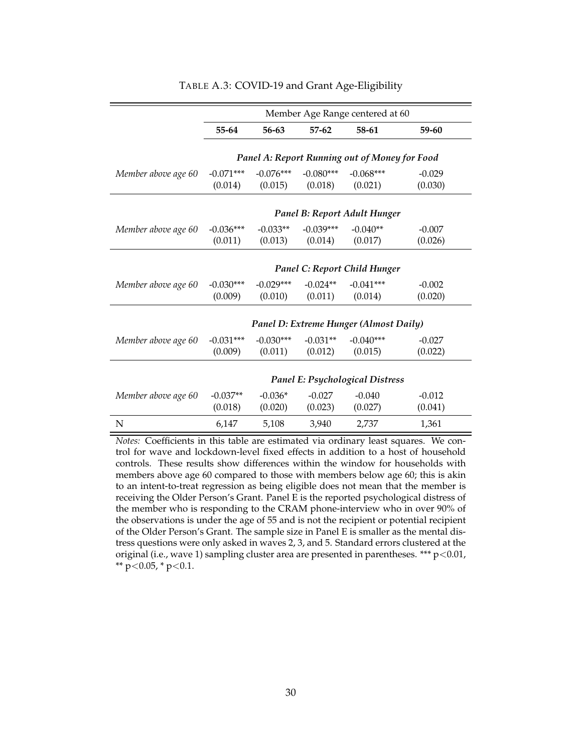TABLE A.3: COVID-19 and Grant Age-Eligibility

| | Member Age Range centered at 60 | | | | |
|---|---|---|---|---|---|
| | **55-64** | **56-63** | **57-62** | **58-61** | **59-60** |
| | ***Panel A: Report Running out of Money for Food*** | | | | |
| *Member above age 60* | -0.071*** | -0.076*** | -0.080*** | -0.068*** | -0.029 |
| | (0.014) | (0.015) | (0.018) | (0.021) | (0.030) |
| | ***Panel B: Report Adult Hunger*** | | | | |
| *Member above age 60* | -0.036*** | -0.033** | -0.039*** | -0.040** | -0.007 |
| | (0.011) | (0.013) | (0.014) | (0.017) | (0.026) |
| | ***Panel C: Report Child Hunger*** | | | | |
| *Member above age 60* | -0.030*** | -0.029*** | -0.024** | -0.041*** | -0.002 |
| | (0.009) | (0.010) | (0.011) | (0.014) | (0.020) |
| | ***Panel D: Extreme Hunger (Almost Daily)*** | | | | |
| *Member above age 60* | -0.031*** | -0.030*** | -0.031** | -0.040*** | -0.027 |
| | (0.009) | (0.011) | (0.012) | (0.015) | (0.022) |
| | ***Panel E: Psychological Distress*** | | | | |
| *Member above age 60* | -0.037** | -0.036* | -0.027 | -0.040 | -0.012 |
| | (0.018) | (0.020) | (0.023) | (0.027) | (0.041) |
| N | 6,147 | 5,108 | 3,940 | 2,737 | 1,361 |

*Notes:* Coefficients in this table are estimated via ordinary least squares. We control for wave and lockdown-level fixed effects in addition to a host of household controls. These results show differences within the window for households with members above age 60 compared to those with members below age 60; this is akin to an intent-to-treat regression as being eligible does not mean that the member is receiving the Older Person's Grant. Panel E is the reported psychological distress of the member who is responding to the CRAM phone-interview who in over 90% of the observations is under the age of 55 and is not the recipient or potential recipient of the Older Person's Grant. The sample size in Panel E is smaller as the mental distress questions were only asked in waves 2, 3, and 5. Standard errors clustered at the original (i.e., wave 1) sampling cluster area are presented in parentheses. *** $p<0.01$, ** $p<0.05$, * $p<0.1$.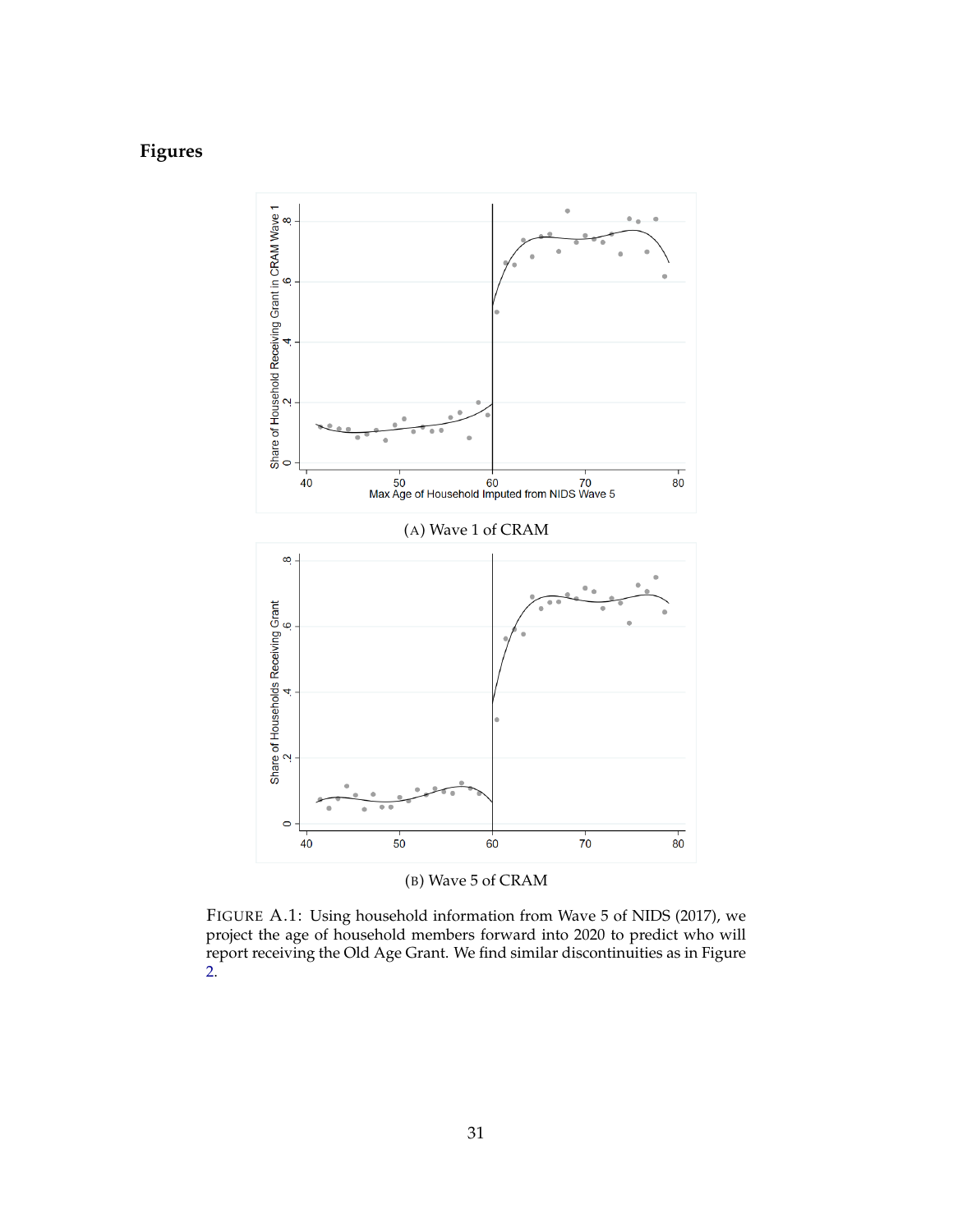## Figures

(A) Wave 1 of CRAM

(B) Wave 5 of CRAM

FIGURE A.1: Using household information from Wave 5 of NIDS (2017), we project the age of household members forward into 2020 to predict who will report receiving the Old Age Grant. We find similar discontinuities as in Figure 2.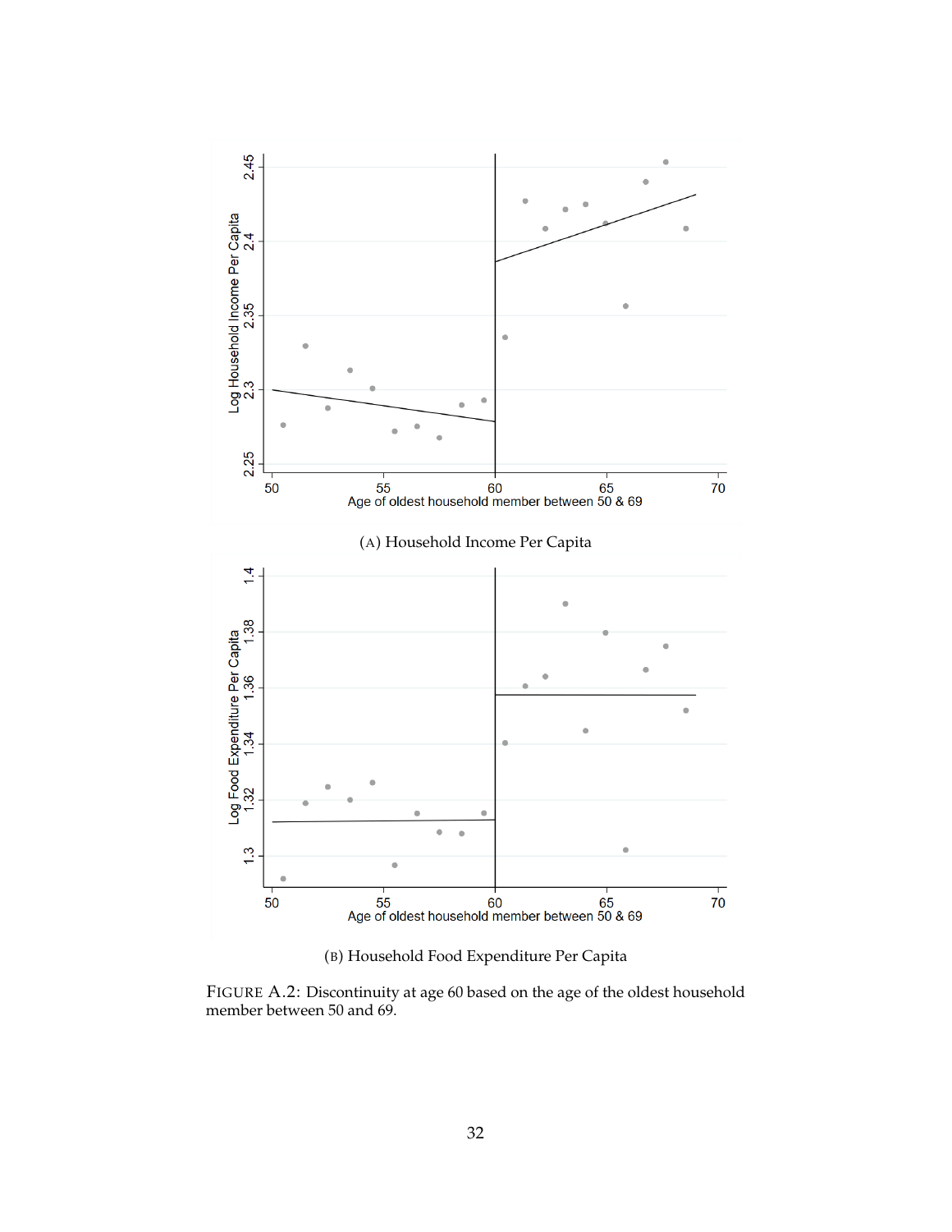(A) Household Income Per Capita

(B) Household Food Expenditure Per Capita

FIGURE A.2: Discontinuity at age 60 based on the age of the oldest household member between 50 and 69.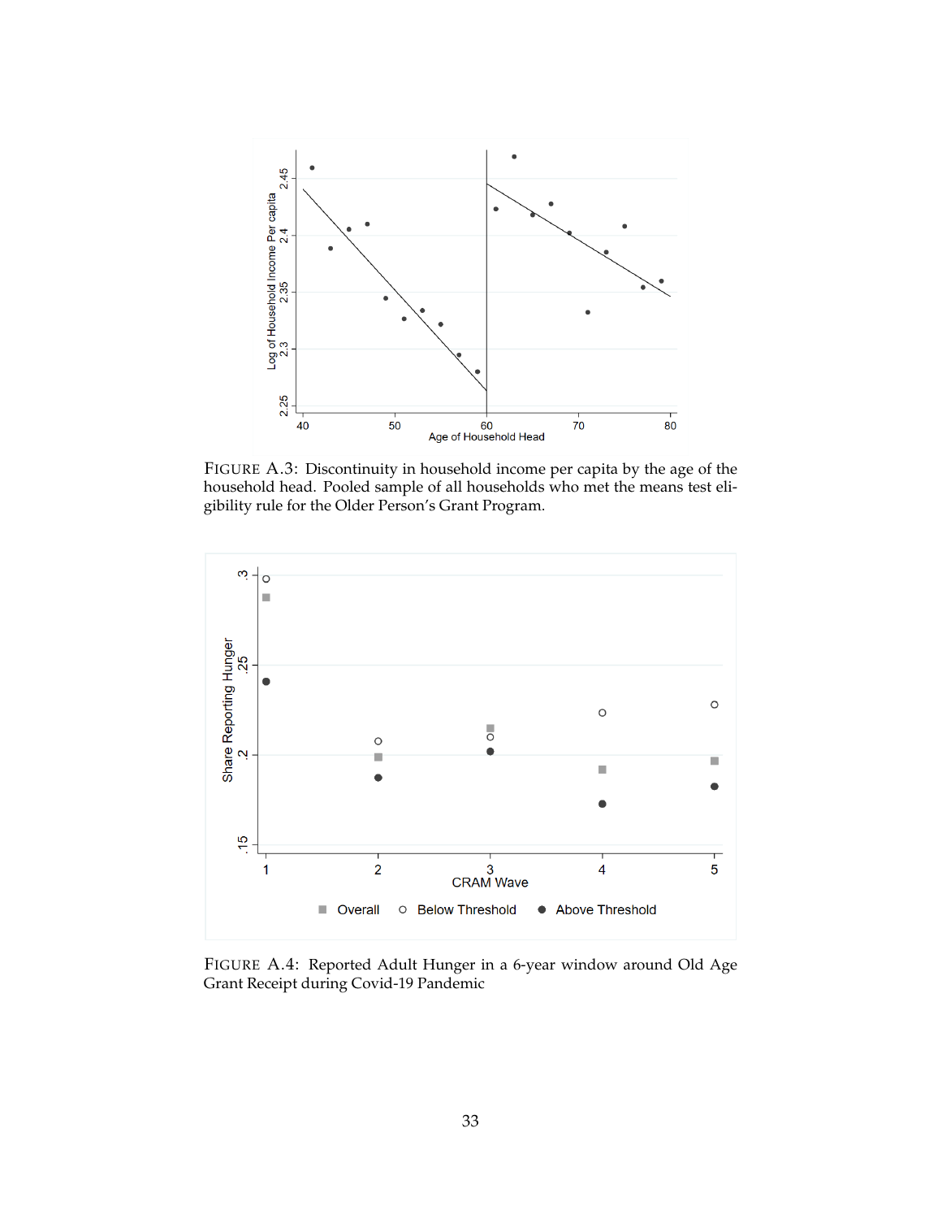FIGURE A.3: Discontinuity in household income per capita by the age of the household head. Pooled sample of all households who met the means test eligibility rule for the Older Person's Grant Program.

FIGURE A.4: Reported Adult Hunger in a 6-year window around Old Age Grant Receipt during Covid-19 Pandemic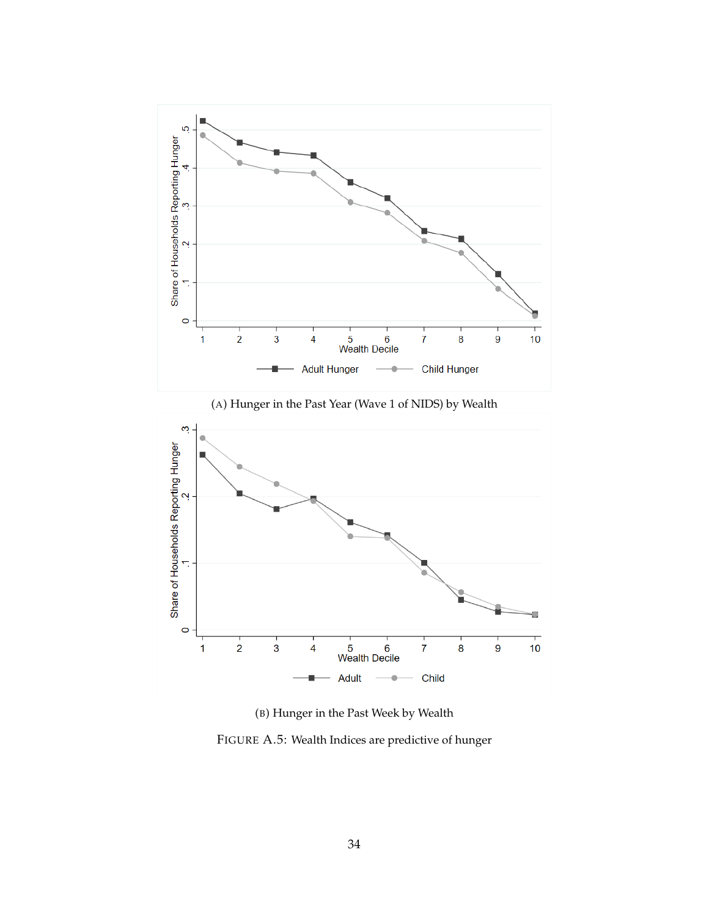(A) Hunger in the Past Year (Wave 1 of NIDS) by Wealth

(B) Hunger in the Past Week by Wealth

FIGURE A.5: Wealth Indices are predictive of hunger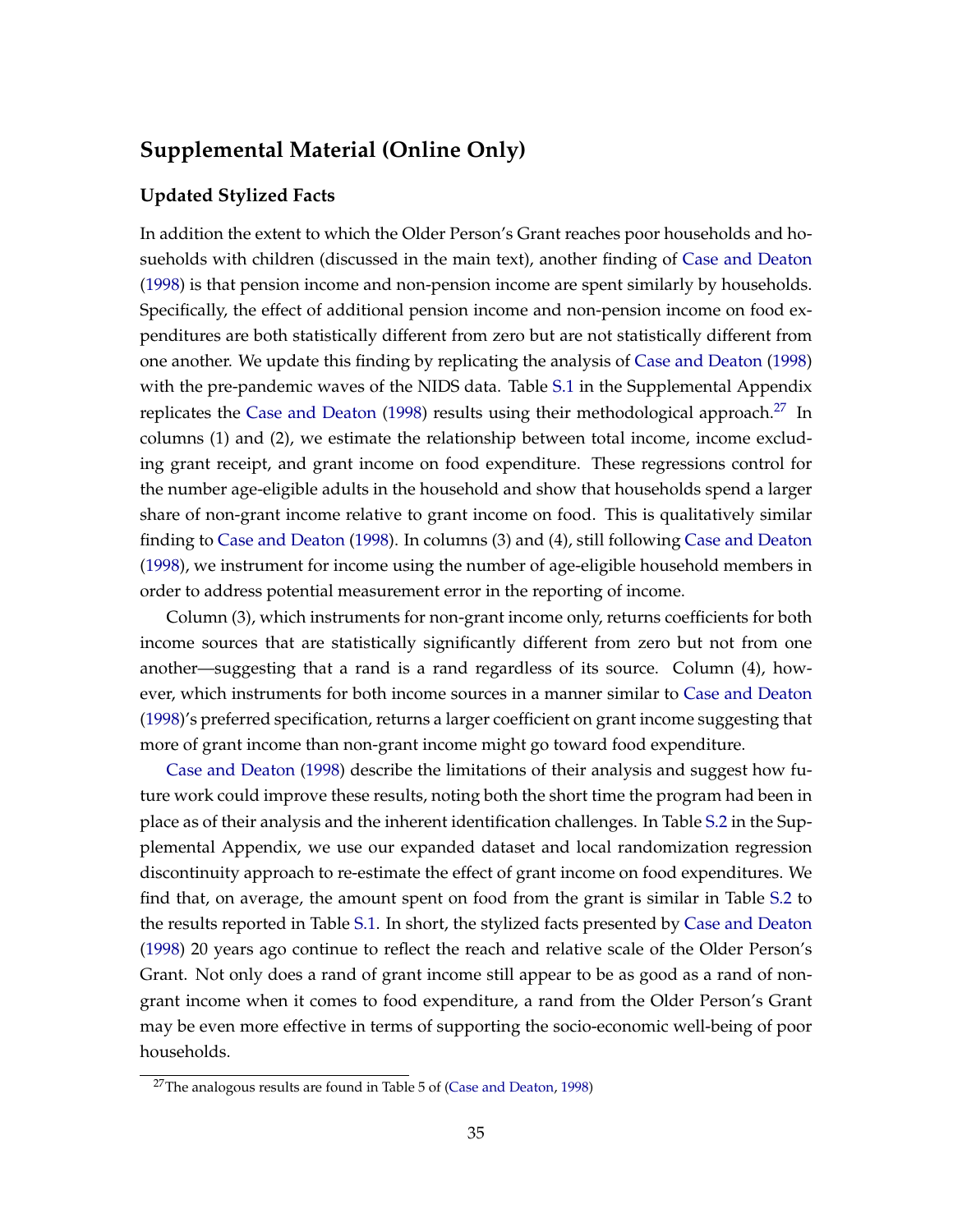## Supplemental Material (Online Only)

### Updated Stylized Facts

In addition the extent to which the Older Person's Grant reaches poor households and hosueholds with children (discussed in the main text), another finding of Case and Deaton (1998) is that pension income and non-pension income are spent similarly by households. Specifically, the effect of additional pension income and non-pension income on food expenditures are both statistically different from zero but are not statistically different from one another. We update this finding by replicating the analysis of Case and Deaton (1998) with the pre-pandemic waves of the NIDS data. Table S.1 in the Supplemental Appendix replicates the Case and Deaton (1998) results using their methodological approach.[27] In columns (1) and (2), we estimate the relationship between total income, income excluding grant receipt, and grant income on food expenditure. These regressions control for the number age-eligible adults in the household and show that households spend a larger share of non-grant income relative to grant income on food. This is qualitatively similar finding to Case and Deaton (1998). In columns (3) and (4), still following Case and Deaton (1998), we instrument for income using the number of age-eligible household members in order to address potential measurement error in the reporting of income.

Column (3), which instruments for non-grant income only, returns coefficients for both income sources that are statistically significantly different from zero but not from one another—suggesting that a rand is a rand regardless of its source. Column (4), however, which instruments for both income sources in a manner similar to Case and Deaton (1998)'s preferred specification, returns a larger coefficient on grant income suggesting that more of grant income than non-grant income might go toward food expenditure.

Case and Deaton (1998) describe the limitations of their analysis and suggest how future work could improve these results, noting both the short time the program had been in place as of their analysis and the inherent identification challenges. In Table S.2 in the Supplemental Appendix, we use our expanded dataset and local randomization regression discontinuity approach to re-estimate the effect of grant income on food expenditures. We find that, on average, the amount spent on food from the grant is similar in Table S.2 to the results reported in Table S.1. In short, the stylized facts presented by Case and Deaton (1998) 20 years ago continue to reflect the reach and relative scale of the Older Person's Grant. Not only does a rand of grant income still appear to be as good as a rand of non-grant income when it comes to food expenditure, a rand from the Older Person's Grant may be even more effective in terms of supporting the socio-economic well-being of poor households.

[27] The analogous results are found in Table 5 of (Case and Deaton, 1998)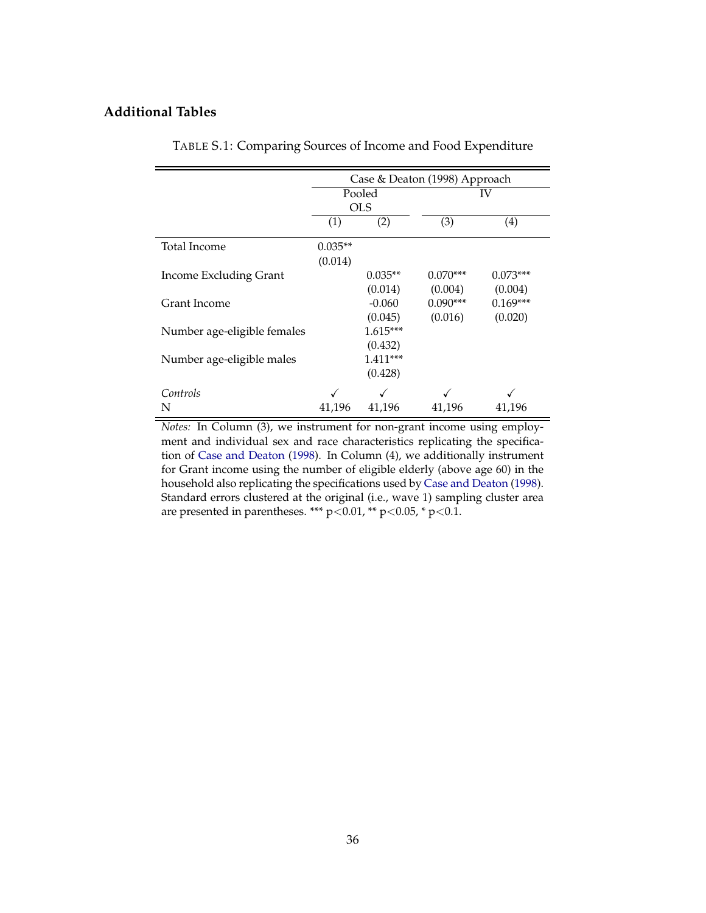## Additional Tables

TABLE S.1: Comparing Sources of Income and Food Expenditure

| | Case & Deaton (1998) Approach | | | |
|---|---|---|---|---|
| | Pooled OLS | | IV | |
| | (1) | (2) | (3) | (4) |
| Total Income | 0.035** | | | |
| | (0.014) | | | |
| Income Excluding Grant | | 0.035** | 0.070*** | 0.073*** |
| | | (0.014) | (0.004) | (0.004) |
| Grant Income | | -0.060 | 0.090*** | 0.169*** |
| | | (0.045) | (0.016) | (0.020) |
| Number age-eligible females | | 1.615*** | | |
| | | (0.432) | | |
| Number age-eligible males | | 1.411*** | | |
| | | (0.428) | | |
| *Controls* | ✓ | ✓ | ✓ | ✓ |
| N | 41,196 | 41,196 | 41,196 | 41,196 |

*Notes:* In Column (3), we instrument for non-grant income using employment and individual sex and race characteristics replicating the specification of Case and Deaton (1998). In Column (4), we additionally instrument for Grant income using the number of eligible elderly (above age 60) in the household also replicating the specifications used by Case and Deaton (1998). Standard errors clustered at the original (i.e., wave 1) sampling cluster area are presented in parentheses. *** p<0.01, ** p<0.05, * p<0.1.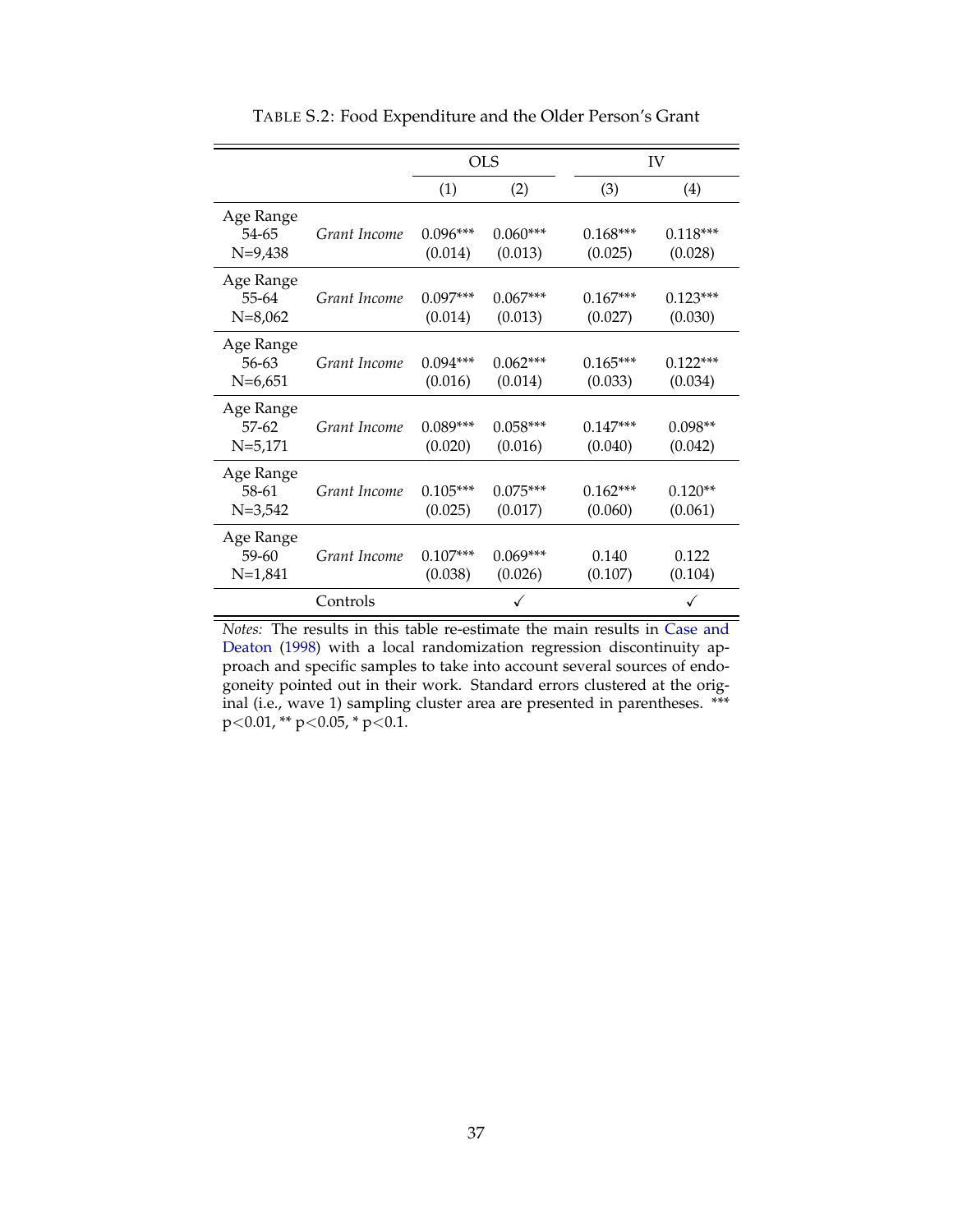TABLE S.2: Food Expenditure and the Older Person's Grant

| | | OLS | | IV | |
|---|---|---|---|---|---|
| | | (1) | (2) | (3) | (4) |
| Age Range 54-65 N=9,438 | *Grant Income* | 0.096*** (0.014) | 0.060*** (0.013) | 0.168*** (0.025) | 0.118*** (0.028) |
| Age Range 55-64 N=8,062 | *Grant Income* | 0.097*** (0.014) | 0.067*** (0.013) | 0.167*** (0.027) | 0.123*** (0.030) |
| Age Range 56-63 N=6,651 | *Grant Income* | 0.094*** (0.016) | 0.062*** (0.014) | 0.165*** (0.033) | 0.122*** (0.034) |
| Age Range 57-62 N=5,171 | *Grant Income* | 0.089*** (0.020) | 0.058*** (0.016) | 0.147*** (0.040) | 0.098** (0.042) |
| Age Range 58-61 N=3,542 | *Grant Income* | 0.105*** (0.025) | 0.075*** (0.017) | 0.162*** (0.060) | 0.120** (0.061) |
| Age Range 59-60 N=1,841 | *Grant Income* | 0.107*** (0.038) | 0.069*** (0.026) | 0.140 (0.107) | 0.122 (0.104) |
| | Controls | | ✓ | | ✓ |

*Notes:* The results in this table re-estimate the main results in Case and Deaton (1998) with a local randomization regression discontinuity approach and specific samples to take into account several sources of endogoneity pointed out in their work. Standard errors clustered at the original (i.e., wave 1) sampling cluster area are presented in parentheses. *** p<0.01, ** p<0.05, * p<0.1.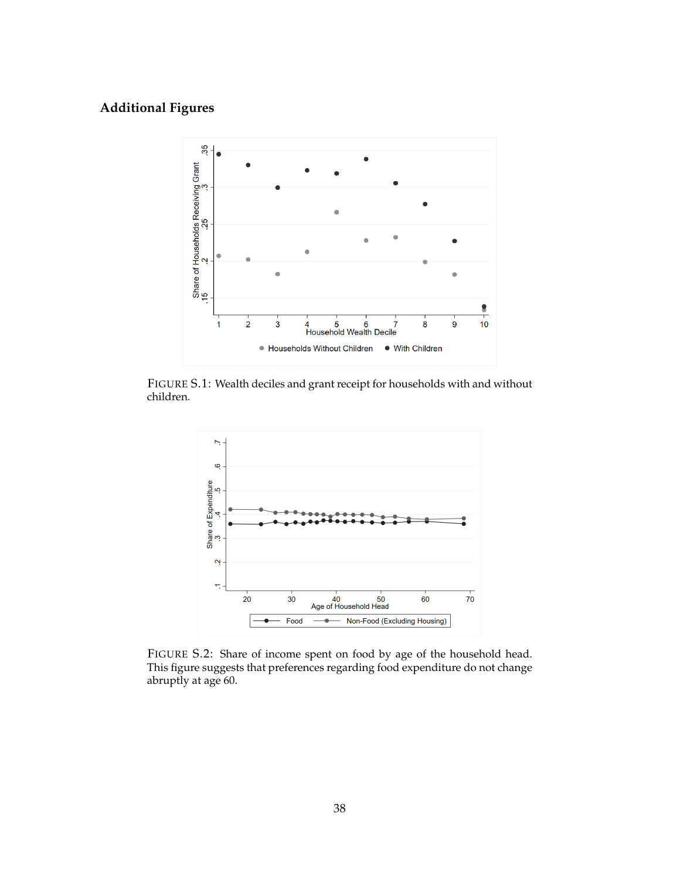## Additional Figures

FIGURE S.1: Wealth deciles and grant receipt for households with and without children.

FIGURE S.2: Share of income spent on food by age of the household head. This figure suggests that preferences regarding food expenditure do not change abruptly at age 60.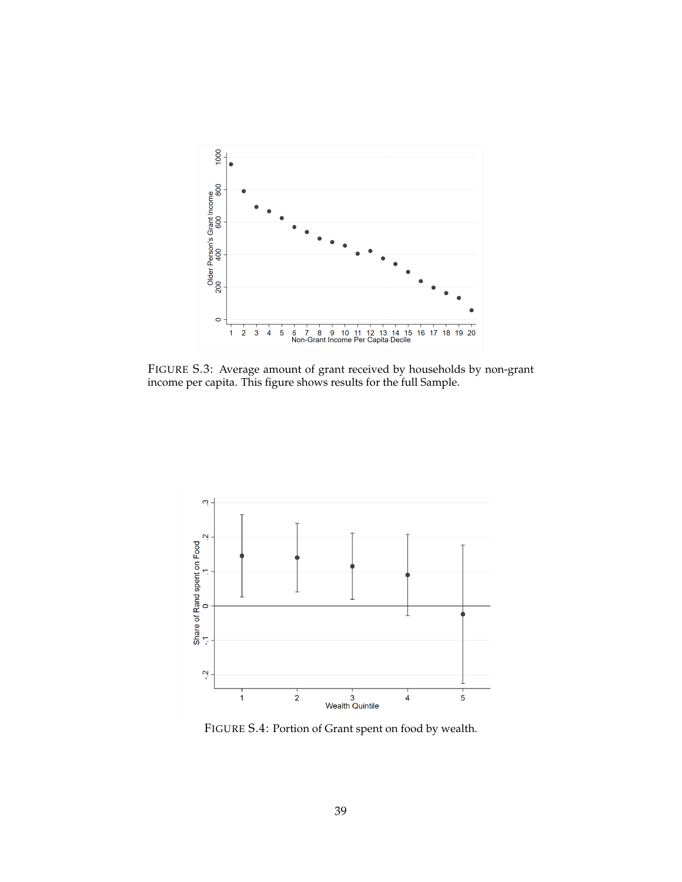Older Person's Grant Income

0
200
400
600
800
1000

1 2 3 4 5 6 7 8 9 10 11 12 13 14 15 16 17 18 19 20

Non-Grant Income Per Capita Decile

FIGURE S.3: Average amount of grant received by households by non-grant income per capita. This figure shows results for the full Sample.

Share of Rand spent on Food

-.2
-.1
0
.1
.2
.3

1 2 3 4 5

Wealth Quintile

FIGURE S.4: Portion of Grant spent on food by wealth.